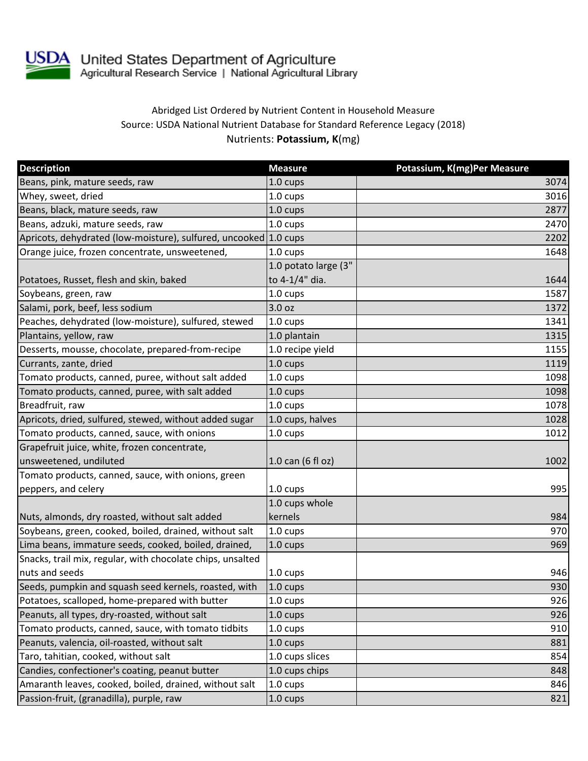United States Department of Agriculture
Agricultural Research Service | National Agricultural Library

Abridged List Ordered by Nutrient Content in Household Measure
Source: USDA National Nutrient Database for Standard Reference Legacy (2018)
Nutrients: **Potassium, K**(mg)

| Description | Measure | Potassium, K(mg)Per Measure |
|---|---|---|
| Beans, pink, mature seeds, raw | 1.0 cups | 3074 |
| Whey, sweet, dried | 1.0 cups | 3016 |
| Beans, black, mature seeds, raw | 1.0 cups | 2877 |
| Beans, adzuki, mature seeds, raw | 1.0 cups | 2470 |
| Apricots, dehydrated (low-moisture), sulfured, uncooked | 1.0 cups | 2202 |
| Orange juice, frozen concentrate, unsweetened, | 1.0 cups | 1648 |
| Potatoes, Russet, flesh and skin, baked | 1.0 potato large (3" to 4-1/4" dia. | 1644 |
| Soybeans, green, raw | 1.0 cups | 1587 |
| Salami, pork, beef, less sodium | 3.0 oz | 1372 |
| Peaches, dehydrated (low-moisture), sulfured, stewed | 1.0 cups | 1341 |
| Plantains, yellow, raw | 1.0 plantain | 1315 |
| Desserts, mousse, chocolate, prepared-from-recipe | 1.0 recipe yield | 1155 |
| Currants, zante, dried | 1.0 cups | 1119 |
| Tomato products, canned, puree, without salt added | 1.0 cups | 1098 |
| Tomato products, canned, puree, with salt added | 1.0 cups | 1098 |
| Breadfruit, raw | 1.0 cups | 1078 |
| Apricots, dried, sulfured, stewed, without added sugar | 1.0 cups, halves | 1028 |
| Tomato products, canned, sauce, with onions | 1.0 cups | 1012 |
| Grapefruit juice, white, frozen concentrate, unsweetened, undiluted | 1.0 can (6 fl oz) | 1002 |
| Tomato products, canned, sauce, with onions, green peppers, and celery | 1.0 cups | 995 |
| Nuts, almonds, dry roasted, without salt added | 1.0 cups whole kernels | 984 |
| Soybeans, green, cooked, boiled, drained, without salt | 1.0 cups | 970 |
| Lima beans, immature seeds, cooked, boiled, drained, | 1.0 cups | 969 |
| Snacks, trail mix, regular, with chocolate chips, unsalted nuts and seeds | 1.0 cups | 946 |
| Seeds, pumpkin and squash seed kernels, roasted, with | 1.0 cups | 930 |
| Potatoes, scalloped, home-prepared with butter | 1.0 cups | 926 |
| Peanuts, all types, dry-roasted, without salt | 1.0 cups | 926 |
| Tomato products, canned, sauce, with tomato tidbits | 1.0 cups | 910 |
| Peanuts, valencia, oil-roasted, without salt | 1.0 cups | 881 |
| Taro, tahitian, cooked, without salt | 1.0 cups slices | 854 |
| Candies, confectioner's coating, peanut butter | 1.0 cups chips | 848 |
| Amaranth leaves, cooked, boiled, drained, without salt | 1.0 cups | 846 |
| Passion-fruit, (granadilla), purple, raw | 1.0 cups | 821 |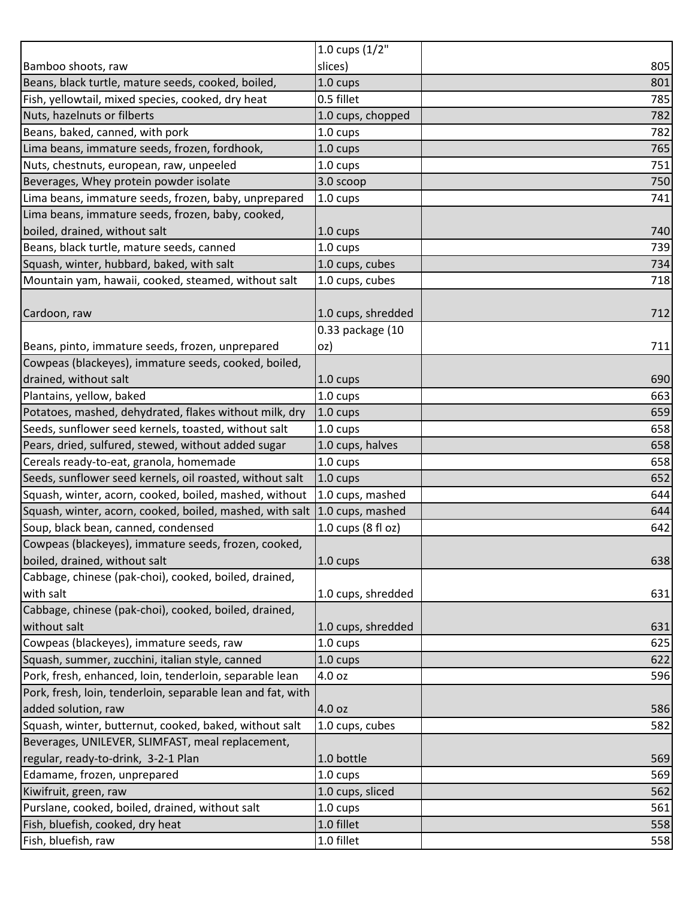| | | |
|---|---|---|
| Bamboo shoots, raw | 1.0 cups (1/2" slices) | 805 |
| Beans, black turtle, mature seeds, cooked, boiled, | 1.0 cups | 801 |
| Fish, yellowtail, mixed species, cooked, dry heat | 0.5 fillet | 785 |
| Nuts, hazelnuts or filberts | 1.0 cups, chopped | 782 |
| Beans, baked, canned, with pork | 1.0 cups | 782 |
| Lima beans, immature seeds, frozen, fordhook, | 1.0 cups | 765 |
| Nuts, chestnuts, european, raw, unpeeled | 1.0 cups | 751 |
| Beverages, Whey protein powder isolate | 3.0 scoop | 750 |
| Lima beans, immature seeds, frozen, baby, unprepared | 1.0 cups | 741 |
| Lima beans, immature seeds, frozen, baby, cooked, boiled, drained, without salt | 1.0 cups | 740 |
| Beans, black turtle, mature seeds, canned | 1.0 cups | 739 |
| Squash, winter, hubbard, baked, with salt | 1.0 cups, cubes | 734 |
| Mountain yam, hawaii, cooked, steamed, without salt | 1.0 cups, cubes | 718 |
| Cardoon, raw | 1.0 cups, shredded | 712 |
| Beans, pinto, immature seeds, frozen, unprepared | 0.33 package (10 oz) | 711 |
| Cowpeas (blackeyes), immature seeds, cooked, boiled, drained, without salt | 1.0 cups | 690 |
| Plantains, yellow, baked | 1.0 cups | 663 |
| Potatoes, mashed, dehydrated, flakes without milk, dry | 1.0 cups | 659 |
| Seeds, sunflower seed kernels, toasted, without salt | 1.0 cups | 658 |
| Pears, dried, sulfured, stewed, without added sugar | 1.0 cups, halves | 658 |
| Cereals ready-to-eat, granola, homemade | 1.0 cups | 658 |
| Seeds, sunflower seed kernels, oil roasted, without salt | 1.0 cups | 652 |
| Squash, winter, acorn, cooked, boiled, mashed, without | 1.0 cups, mashed | 644 |
| Squash, winter, acorn, cooked, boiled, mashed, with salt | 1.0 cups, mashed | 644 |
| Soup, black bean, canned, condensed | 1.0 cups (8 fl oz) | 642 |
| Cowpeas (blackeyes), immature seeds, frozen, cooked, boiled, drained, without salt | 1.0 cups | 638 |
| Cabbage, chinese (pak-choi), cooked, boiled, drained, with salt | 1.0 cups, shredded | 631 |
| Cabbage, chinese (pak-choi), cooked, boiled, drained, without salt | 1.0 cups, shredded | 631 |
| Cowpeas (blackeyes), immature seeds, raw | 1.0 cups | 625 |
| Squash, summer, zucchini, italian style, canned | 1.0 cups | 622 |
| Pork, fresh, enhanced, loin, tenderloin, separable lean | 4.0 oz | 596 |
| Pork, fresh, loin, tenderloin, separable lean and fat, with added solution, raw | 4.0 oz | 586 |
| Squash, winter, butternut, cooked, baked, without salt | 1.0 cups, cubes | 582 |
| Beverages, UNILEVER, SLIMFAST, meal replacement, regular, ready-to-drink, 3-2-1 Plan | 1.0 bottle | 569 |
| Edamame, frozen, unprepared | 1.0 cups | 569 |
| Kiwifruit, green, raw | 1.0 cups, sliced | 562 |
| Purslane, cooked, boiled, drained, without salt | 1.0 cups | 561 |
| Fish, bluefish, cooked, dry heat | 1.0 fillet | 558 |
| Fish, bluefish, raw | 1.0 fillet | 558 |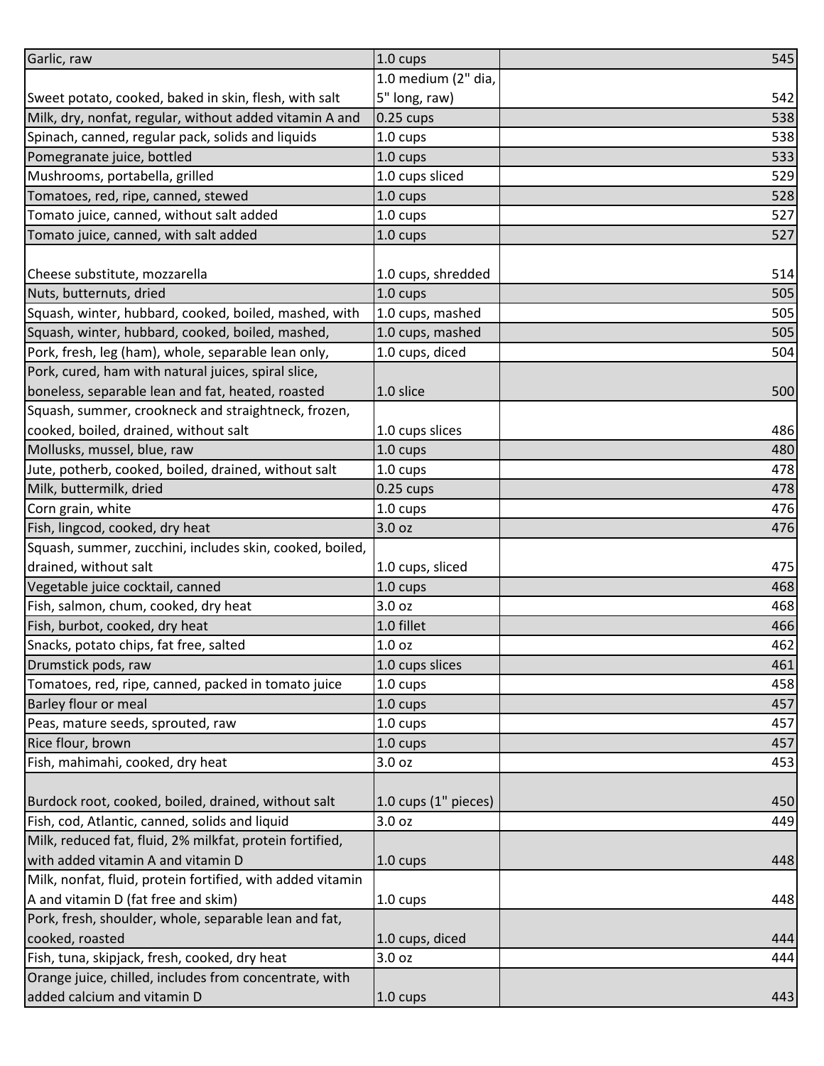| | | |
|---|---|---|
| Garlic, raw | 1.0 cups | 545 |
| Sweet potato, cooked, baked in skin, flesh, with salt | 1.0 medium (2" dia, 5" long, raw) | 542 |
| Milk, dry, nonfat, regular, without added vitamin A and | 0.25 cups | 538 |
| Spinach, canned, regular pack, solids and liquids | 1.0 cups | 538 |
| Pomegranate juice, bottled | 1.0 cups | 533 |
| Mushrooms, portabella, grilled | 1.0 cups sliced | 529 |
| Tomatoes, red, ripe, canned, stewed | 1.0 cups | 528 |
| Tomato juice, canned, without salt added | 1.0 cups | 527 |
| Tomato juice, canned, with salt added | 1.0 cups | 527 |
| Cheese substitute, mozzarella | 1.0 cups, shredded | 514 |
| Nuts, butternuts, dried | 1.0 cups | 505 |
| Squash, winter, hubbard, cooked, boiled, mashed, with | 1.0 cups, mashed | 505 |
| Squash, winter, hubbard, cooked, boiled, mashed, | 1.0 cups, mashed | 505 |
| Pork, fresh, leg (ham), whole, separable lean only, | 1.0 cups, diced | 504 |
| Pork, cured, ham with natural juices, spiral slice, boneless, separable lean and fat, heated, roasted | 1.0 slice | 500 |
| Squash, summer, crookneck and straightneck, frozen, cooked, boiled, drained, without salt | 1.0 cups slices | 486 |
| Mollusks, mussel, blue, raw | 1.0 cups | 480 |
| Jute, potherb, cooked, boiled, drained, without salt | 1.0 cups | 478 |
| Milk, buttermilk, dried | 0.25 cups | 478 |
| Corn grain, white | 1.0 cups | 476 |
| Fish, lingcod, cooked, dry heat | 3.0 oz | 476 |
| Squash, summer, zucchini, includes skin, cooked, boiled, drained, without salt | 1.0 cups, sliced | 475 |
| Vegetable juice cocktail, canned | 1.0 cups | 468 |
| Fish, salmon, chum, cooked, dry heat | 3.0 oz | 468 |
| Fish, burbot, cooked, dry heat | 1.0 fillet | 466 |
| Snacks, potato chips, fat free, salted | 1.0 oz | 462 |
| Drumstick pods, raw | 1.0 cups slices | 461 |
| Tomatoes, red, ripe, canned, packed in tomato juice | 1.0 cups | 458 |
| Barley flour or meal | 1.0 cups | 457 |
| Peas, mature seeds, sprouted, raw | 1.0 cups | 457 |
| Rice flour, brown | 1.0 cups | 457 |
| Fish, mahimahi, cooked, dry heat | 3.0 oz | 453 |
| Burdock root, cooked, boiled, drained, without salt | 1.0 cups (1" pieces) | 450 |
| Fish, cod, Atlantic, canned, solids and liquid | 3.0 oz | 449 |
| Milk, reduced fat, fluid, 2% milkfat, protein fortified, with added vitamin A and vitamin D | 1.0 cups | 448 |
| Milk, nonfat, fluid, protein fortified, with added vitamin A and vitamin D (fat free and skim) | 1.0 cups | 448 |
| Pork, fresh, shoulder, whole, separable lean and fat, cooked, roasted | 1.0 cups, diced | 444 |
| Fish, tuna, skipjack, fresh, cooked, dry heat | 3.0 oz | 444 |
| Orange juice, chilled, includes from concentrate, with added calcium and vitamin D | 1.0 cups | 443 |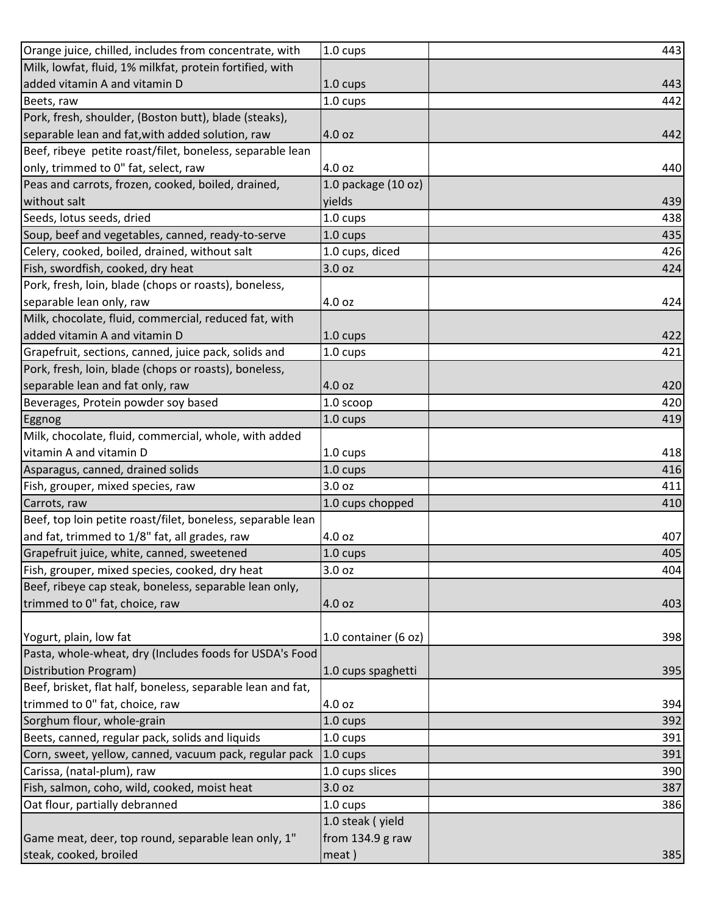| | | |
|---|---|---|
| Orange juice, chilled, includes from concentrate, with | 1.0 cups | 443 |
| Milk, lowfat, fluid, 1% milkfat, protein fortified, with added vitamin A and vitamin D | 1.0 cups | 443 |
| Beets, raw | 1.0 cups | 442 |
| Pork, fresh, shoulder, (Boston butt), blade (steaks), separable lean and fat,with added solution, raw | 4.0 oz | 442 |
| Beef, ribeye petite roast/filet, boneless, separable lean only, trimmed to 0" fat, select, raw | 4.0 oz | 440 |
| Peas and carrots, frozen, cooked, boiled, drained, without salt | 1.0 package (10 oz) yields | 439 |
| Seeds, lotus seeds, dried | 1.0 cups | 438 |
| Soup, beef and vegetables, canned, ready-to-serve | 1.0 cups | 435 |
| Celery, cooked, boiled, drained, without salt | 1.0 cups, diced | 426 |
| Fish, swordfish, cooked, dry heat | 3.0 oz | 424 |
| Pork, fresh, loin, blade (chops or roasts), boneless, separable lean only, raw | 4.0 oz | 424 |
| Milk, chocolate, fluid, commercial, reduced fat, with added vitamin A and vitamin D | 1.0 cups | 422 |
| Grapefruit, sections, canned, juice pack, solids and | 1.0 cups | 421 |
| Pork, fresh, loin, blade (chops or roasts), boneless, separable lean and fat only, raw | 4.0 oz | 420 |
| Beverages, Protein powder soy based | 1.0 scoop | 420 |
| Eggnog | 1.0 cups | 419 |
| Milk, chocolate, fluid, commercial, whole, with added vitamin A and vitamin D | 1.0 cups | 418 |
| Asparagus, canned, drained solids | 1.0 cups | 416 |
| Fish, grouper, mixed species, raw | 3.0 oz | 411 |
| Carrots, raw | 1.0 cups chopped | 410 |
| Beef, top loin petite roast/filet, boneless, separable lean and fat, trimmed to 1/8" fat, all grades, raw | 4.0 oz | 407 |
| Grapefruit juice, white, canned, sweetened | 1.0 cups | 405 |
| Fish, grouper, mixed species, cooked, dry heat | 3.0 oz | 404 |
| Beef, ribeye cap steak, boneless, separable lean only, trimmed to 0" fat, choice, raw | 4.0 oz | 403 |
| Yogurt, plain, low fat | 1.0 container (6 oz) | 398 |
| Pasta, whole-wheat, dry (Includes foods for USDA's Food Distribution Program) | 1.0 cups spaghetti | 395 |
| Beef, brisket, flat half, boneless, separable lean and fat, trimmed to 0" fat, choice, raw | 4.0 oz | 394 |
| Sorghum flour, whole-grain | 1.0 cups | 392 |
| Beets, canned, regular pack, solids and liquids | 1.0 cups | 391 |
| Corn, sweet, yellow, canned, vacuum pack, regular pack | 1.0 cups | 391 |
| Carissa, (natal-plum), raw | 1.0 cups slices | 390 |
| Fish, salmon, coho, wild, cooked, moist heat | 3.0 oz | 387 |
| Oat flour, partially debranned | 1.0 cups | 386 |
| Game meat, deer, top round, separable lean only, 1" steak, cooked, broiled | 1.0 steak ( yield from 134.9 g raw meat ) | 385 |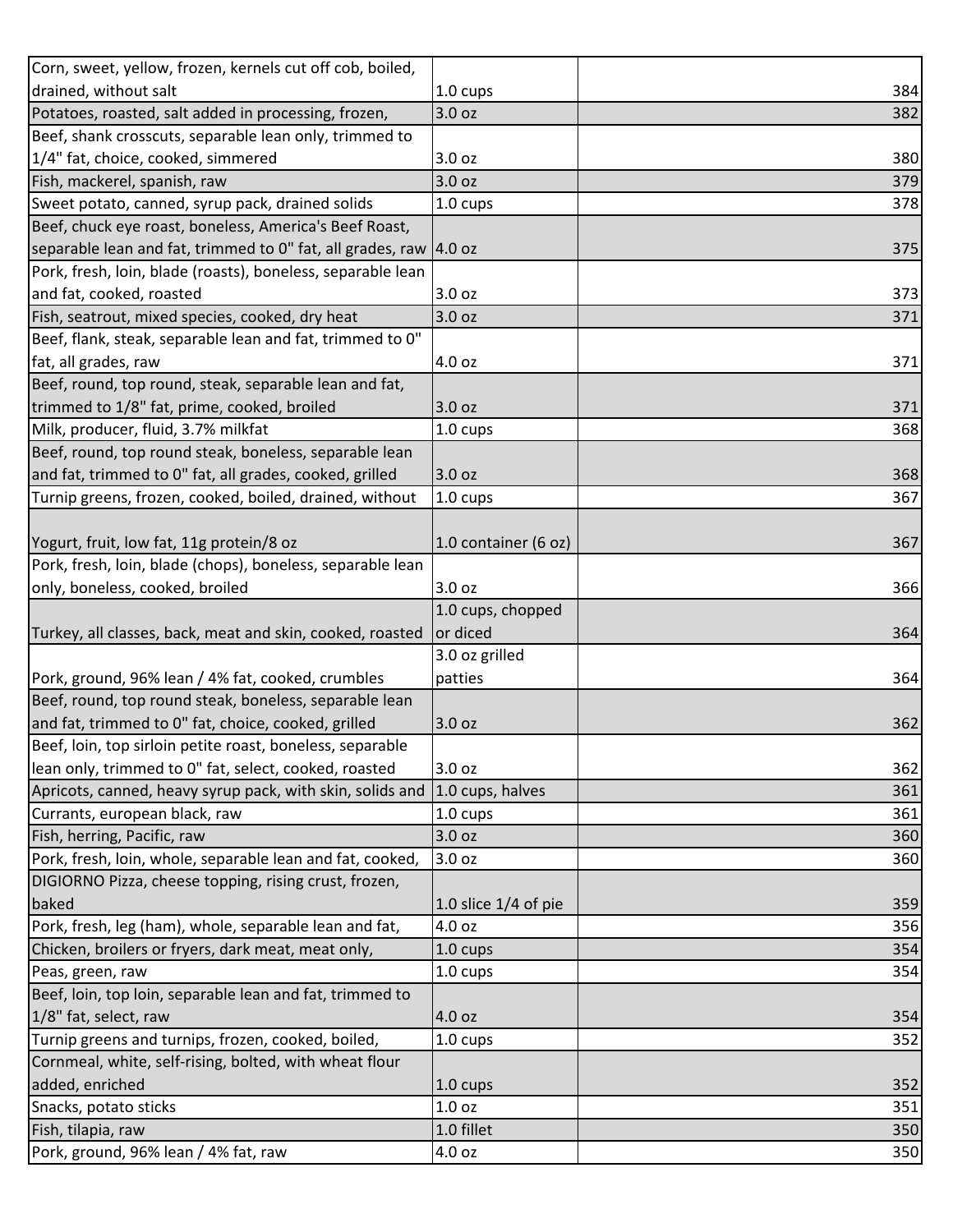| | | |
|---|---|---|
| Corn, sweet, yellow, frozen, kernels cut off cob, boiled, drained, without salt | 1.0 cups | 384 |
| Potatoes, roasted, salt added in processing, frozen, | 3.0 oz | 382 |
| Beef, shank crosscuts, separable lean only, trimmed to 1/4" fat, choice, cooked, simmered | 3.0 oz | 380 |
| Fish, mackerel, spanish, raw | 3.0 oz | 379 |
| Sweet potato, canned, syrup pack, drained solids | 1.0 cups | 378 |
| Beef, chuck eye roast, boneless, America's Beef Roast, separable lean and fat, trimmed to 0" fat, all grades, raw | 4.0 oz | 375 |
| Pork, fresh, loin, blade (roasts), boneless, separable lean and fat, cooked, roasted | 3.0 oz | 373 |
| Fish, seatrout, mixed species, cooked, dry heat | 3.0 oz | 371 |
| Beef, flank, steak, separable lean and fat, trimmed to 0" fat, all grades, raw | 4.0 oz | 371 |
| Beef, round, top round, steak, separable lean and fat, trimmed to 1/8" fat, prime, cooked, broiled | 3.0 oz | 371 |
| Milk, producer, fluid, 3.7% milkfat | 1.0 cups | 368 |
| Beef, round, top round steak, boneless, separable lean and fat, trimmed to 0" fat, all grades, cooked, grilled | 3.0 oz | 368 |
| Turnip greens, frozen, cooked, boiled, drained, without | 1.0 cups | 367 |
| Yogurt, fruit, low fat, 11g protein/8 oz | 1.0 container (6 oz) | 367 |
| Pork, fresh, loin, blade (chops), boneless, separable lean only, boneless, cooked, broiled | 3.0 oz | 366 |
| Turkey, all classes, back, meat and skin, cooked, roasted | 1.0 cups, chopped or diced | 364 |
| Pork, ground, 96% lean / 4% fat, cooked, crumbles | 3.0 oz grilled patties | 364 |
| Beef, round, top round steak, boneless, separable lean and fat, trimmed to 0" fat, choice, cooked, grilled | 3.0 oz | 362 |
| Beef, loin, top sirloin petite roast, boneless, separable lean only, trimmed to 0" fat, select, cooked, roasted | 3.0 oz | 362 |
| Apricots, canned, heavy syrup pack, with skin, solids and | 1.0 cups, halves | 361 |
| Currants, european black, raw | 1.0 cups | 361 |
| Fish, herring, Pacific, raw | 3.0 oz | 360 |
| Pork, fresh, loin, whole, separable lean and fat, cooked, | 3.0 oz | 360 |
| DIGIORNO Pizza, cheese topping, rising crust, frozen, baked | 1.0 slice 1/4 of pie | 359 |
| Pork, fresh, leg (ham), whole, separable lean and fat, | 4.0 oz | 356 |
| Chicken, broilers or fryers, dark meat, meat only, | 1.0 cups | 354 |
| Peas, green, raw | 1.0 cups | 354 |
| Beef, loin, top loin, separable lean and fat, trimmed to 1/8" fat, select, raw | 4.0 oz | 354 |
| Turnip greens and turnips, frozen, cooked, boiled, | 1.0 cups | 352 |
| Cornmeal, white, self-rising, bolted, with wheat flour added, enriched | 1.0 cups | 352 |
| Snacks, potato sticks | 1.0 oz | 351 |
| Fish, tilapia, raw | 1.0 fillet | 350 |
| Pork, ground, 96% lean / 4% fat, raw | 4.0 oz | 350 |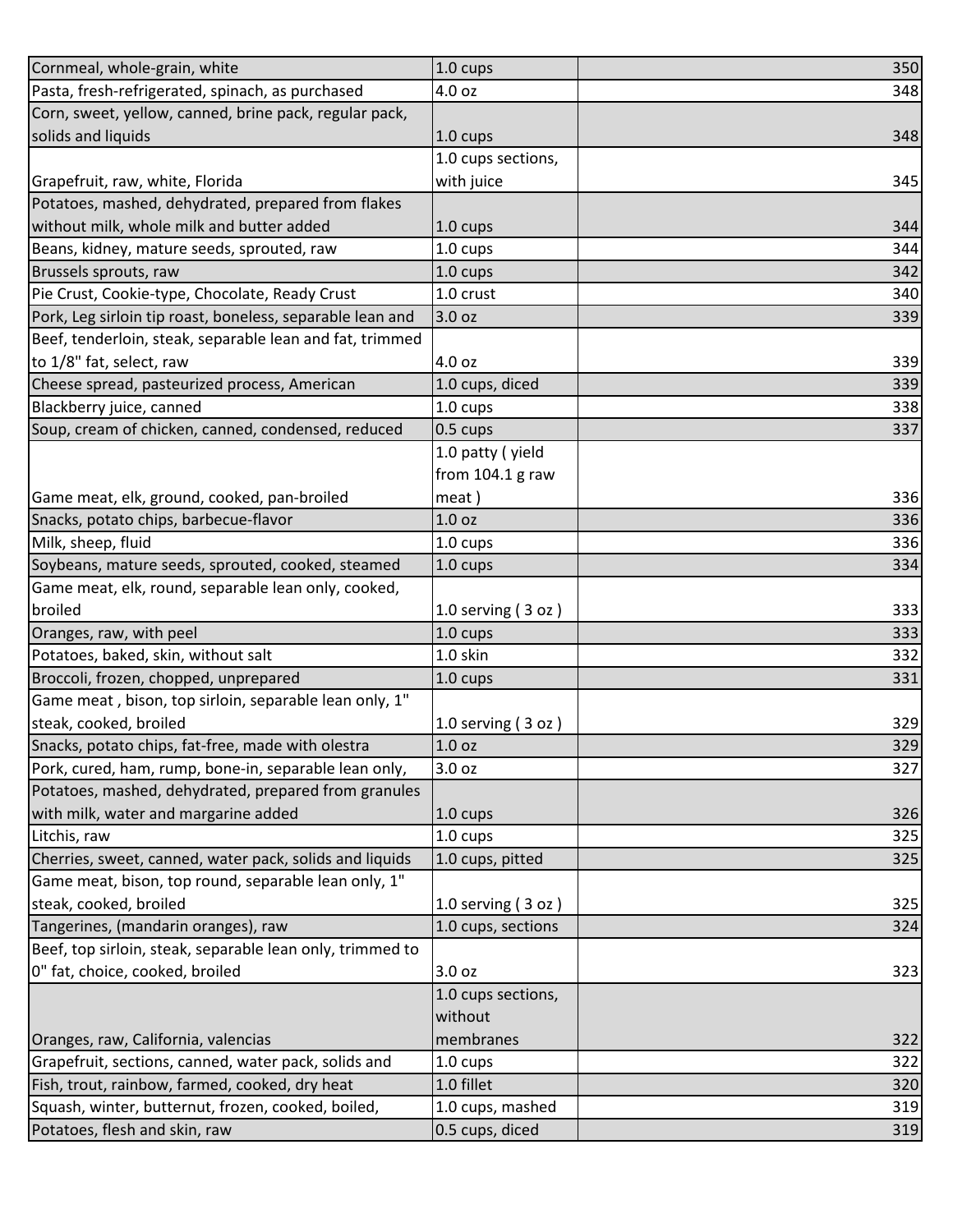| | | |
|---|---|---|
| Cornmeal, whole-grain, white | 1.0 cups | 350 |
| Pasta, fresh-refrigerated, spinach, as purchased | 4.0 oz | 348 |
| Corn, sweet, yellow, canned, brine pack, regular pack, solids and liquids | 1.0 cups | 348 |
| Grapefruit, raw, white, Florida | 1.0 cups sections, with juice | 345 |
| Potatoes, mashed, dehydrated, prepared from flakes without milk, whole milk and butter added | 1.0 cups | 344 |
| Beans, kidney, mature seeds, sprouted, raw | 1.0 cups | 344 |
| Brussels sprouts, raw | 1.0 cups | 342 |
| Pie Crust, Cookie-type, Chocolate, Ready Crust | 1.0 crust | 340 |
| Pork, Leg sirloin tip roast, boneless, separable lean and | 3.0 oz | 339 |
| Beef, tenderloin, steak, separable lean and fat, trimmed to 1/8" fat, select, raw | 4.0 oz | 339 |
| Cheese spread, pasteurized process, American | 1.0 cups, diced | 339 |
| Blackberry juice, canned | 1.0 cups | 338 |
| Soup, cream of chicken, canned, condensed, reduced | 0.5 cups | 337 |
| Game meat, elk, ground, cooked, pan-broiled | 1.0 patty ( yield from 104.1 g raw meat ) | 336 |
| Snacks, potato chips, barbecue-flavor | 1.0 oz | 336 |
| Milk, sheep, fluid | 1.0 cups | 336 |
| Soybeans, mature seeds, sprouted, cooked, steamed | 1.0 cups | 334 |
| Game meat, elk, round, separable lean only, cooked, broiled | 1.0 serving ( 3 oz ) | 333 |
| Oranges, raw, with peel | 1.0 cups | 333 |
| Potatoes, baked, skin, without salt | 1.0 skin | 332 |
| Broccoli, frozen, chopped, unprepared | 1.0 cups | 331 |
| Game meat , bison, top sirloin, separable lean only, 1" steak, cooked, broiled | 1.0 serving ( 3 oz ) | 329 |
| Snacks, potato chips, fat-free, made with olestra | 1.0 oz | 329 |
| Pork, cured, ham, rump, bone-in, separable lean only, | 3.0 oz | 327 |
| Potatoes, mashed, dehydrated, prepared from granules with milk, water and margarine added | 1.0 cups | 326 |
| Litchis, raw | 1.0 cups | 325 |
| Cherries, sweet, canned, water pack, solids and liquids | 1.0 cups, pitted | 325 |
| Game meat, bison, top round, separable lean only, 1" steak, cooked, broiled | 1.0 serving ( 3 oz ) | 325 |
| Tangerines, (mandarin oranges), raw | 1.0 cups, sections | 324 |
| Beef, top sirloin, steak, separable lean only, trimmed to 0" fat, choice, cooked, broiled | 3.0 oz | 323 |
| Oranges, raw, California, valencias | 1.0 cups sections, without membranes | 322 |
| Grapefruit, sections, canned, water pack, solids and | 1.0 cups | 322 |
| Fish, trout, rainbow, farmed, cooked, dry heat | 1.0 fillet | 320 |
| Squash, winter, butternut, frozen, cooked, boiled, | 1.0 cups, mashed | 319 |
| Potatoes, flesh and skin, raw | 0.5 cups, diced | 319 |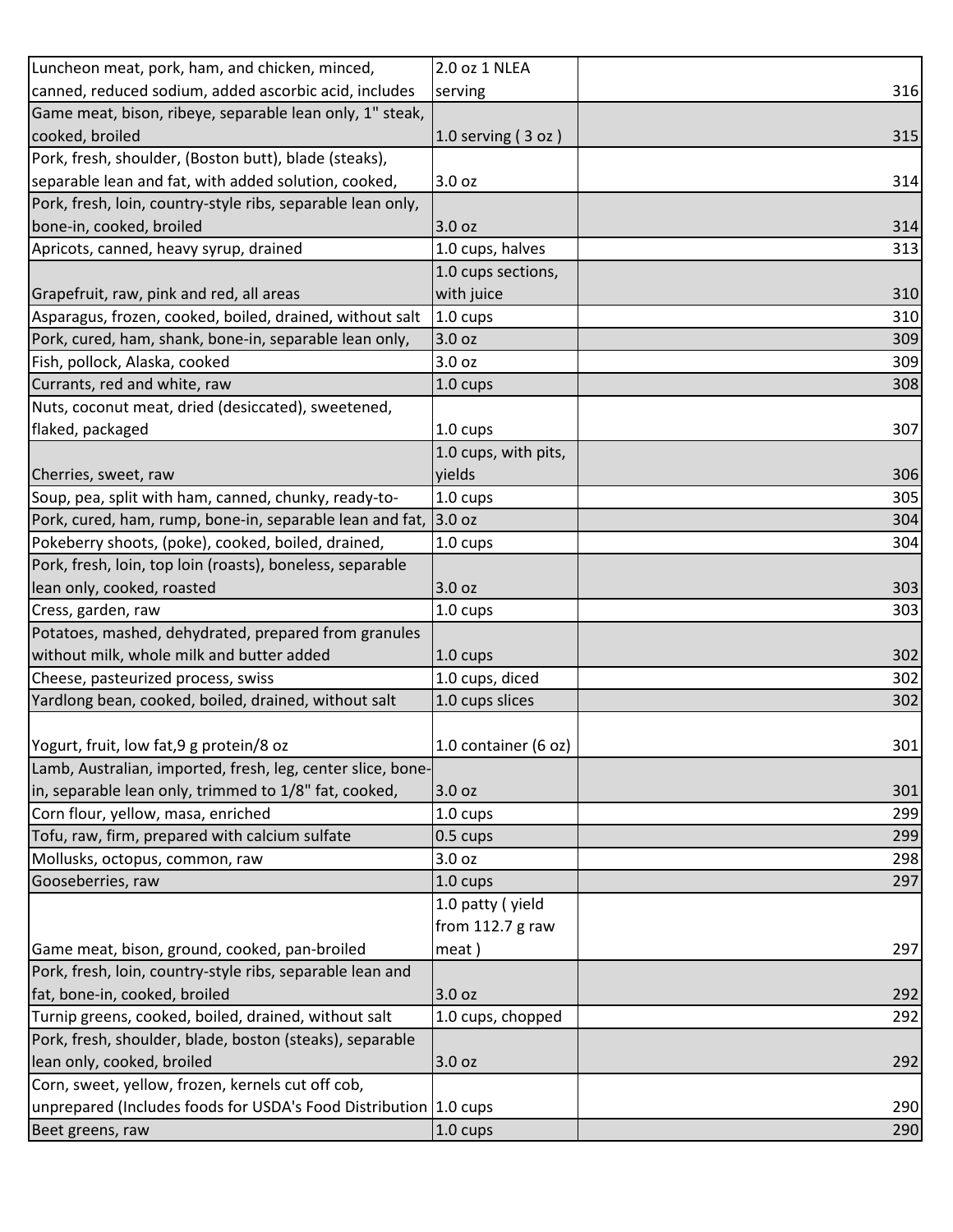| | | |
|---|---|---|
| Luncheon meat, pork, ham, and chicken, minced, canned, reduced sodium, added ascorbic acid, includes | 2.0 oz 1 NLEA serving | 316 |
| Game meat, bison, ribeye, separable lean only, 1" steak, cooked, broiled | 1.0 serving ( 3 oz ) | 315 |
| Pork, fresh, shoulder, (Boston butt), blade (steaks), separable lean and fat, with added solution, cooked, | 3.0 oz | 314 |
| Pork, fresh, loin, country-style ribs, separable lean only, bone-in, cooked, broiled | 3.0 oz | 314 |
| Apricots, canned, heavy syrup, drained | 1.0 cups, halves | 313 |
| Grapefruit, raw, pink and red, all areas | 1.0 cups sections, with juice | 310 |
| Asparagus, frozen, cooked, boiled, drained, without salt | 1.0 cups | 310 |
| Pork, cured, ham, shank, bone-in, separable lean only, | 3.0 oz | 309 |
| Fish, pollock, Alaska, cooked | 3.0 oz | 309 |
| Currants, red and white, raw | 1.0 cups | 308 |
| Nuts, coconut meat, dried (desiccated), sweetened, flaked, packaged | 1.0 cups | 307 |
| Cherries, sweet, raw | 1.0 cups, with pits, yields | 306 |
| Soup, pea, split with ham, canned, chunky, ready-to- | 1.0 cups | 305 |
| Pork, cured, ham, rump, bone-in, separable lean and fat, | 3.0 oz | 304 |
| Pokeberry shoots, (poke), cooked, boiled, drained, | 1.0 cups | 304 |
| Pork, fresh, loin, top loin (roasts), boneless, separable lean only, cooked, roasted | 3.0 oz | 303 |
| Cress, garden, raw | 1.0 cups | 303 |
| Potatoes, mashed, dehydrated, prepared from granules without milk, whole milk and butter added | 1.0 cups | 302 |
| Cheese, pasteurized process, swiss | 1.0 cups, diced | 302 |
| Yardlong bean, cooked, boiled, drained, without salt | 1.0 cups slices | 302 |
| Yogurt, fruit, low fat,9 g protein/8 oz | 1.0 container (6 oz) | 301 |
| Lamb, Australian, imported, fresh, leg, center slice, bone-in, separable lean only, trimmed to 1/8" fat, cooked, | 3.0 oz | 301 |
| Corn flour, yellow, masa, enriched | 1.0 cups | 299 |
| Tofu, raw, firm, prepared with calcium sulfate | 0.5 cups | 299 |
| Mollusks, octopus, common, raw | 3.0 oz | 298 |
| Gooseberries, raw | 1.0 cups | 297 |
| Game meat, bison, ground, cooked, pan-broiled | 1.0 patty ( yield from 112.7 g raw meat ) | 297 |
| Pork, fresh, loin, country-style ribs, separable lean and fat, bone-in, cooked, broiled | 3.0 oz | 292 |
| Turnip greens, cooked, boiled, drained, without salt | 1.0 cups, chopped | 292 |
| Pork, fresh, shoulder, blade, boston (steaks), separable lean only, cooked, broiled | 3.0 oz | 292 |
| Corn, sweet, yellow, frozen, kernels cut off cob, unprepared (Includes foods for USDA's Food Distribution | 1.0 cups | 290 |
| Beet greens, raw | 1.0 cups | 290 |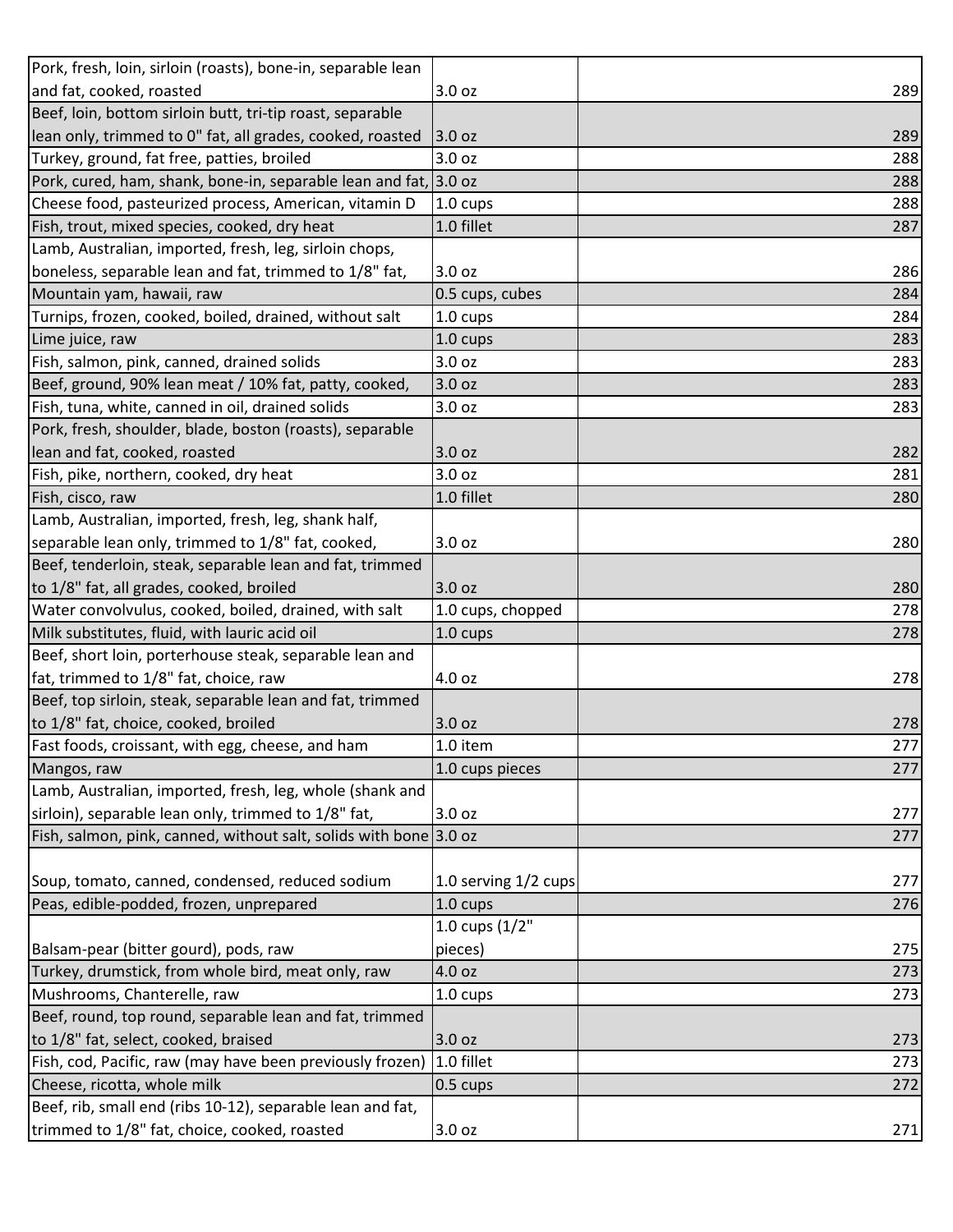| | | |
|---|---|---|
| Pork, fresh, loin, sirloin (roasts), bone-in, separable lean and fat, cooked, roasted | 3.0 oz | 289 |
| Beef, loin, bottom sirloin butt, tri-tip roast, separable lean only, trimmed to 0" fat, all grades, cooked, roasted | 3.0 oz | 289 |
| Turkey, ground, fat free, patties, broiled | 3.0 oz | 288 |
| Pork, cured, ham, shank, bone-in, separable lean and fat, | 3.0 oz | 288 |
| Cheese food, pasteurized process, American, vitamin D | 1.0 cups | 288 |
| Fish, trout, mixed species, cooked, dry heat | 1.0 fillet | 287 |
| Lamb, Australian, imported, fresh, leg, sirloin chops, boneless, separable lean and fat, trimmed to 1/8" fat, | 3.0 oz | 286 |
| Mountain yam, hawaii, raw | 0.5 cups, cubes | 284 |
| Turnips, frozen, cooked, boiled, drained, without salt | 1.0 cups | 284 |
| Lime juice, raw | 1.0 cups | 283 |
| Fish, salmon, pink, canned, drained solids | 3.0 oz | 283 |
| Beef, ground, 90% lean meat / 10% fat, patty, cooked, | 3.0 oz | 283 |
| Fish, tuna, white, canned in oil, drained solids | 3.0 oz | 283 |
| Pork, fresh, shoulder, blade, boston (roasts), separable lean and fat, cooked, roasted | 3.0 oz | 282 |
| Fish, pike, northern, cooked, dry heat | 3.0 oz | 281 |
| Fish, cisco, raw | 1.0 fillet | 280 |
| Lamb, Australian, imported, fresh, leg, shank half, separable lean only, trimmed to 1/8" fat, cooked, | 3.0 oz | 280 |
| Beef, tenderloin, steak, separable lean and fat, trimmed to 1/8" fat, all grades, cooked, broiled | 3.0 oz | 280 |
| Water convolvulus, cooked, boiled, drained, with salt | 1.0 cups, chopped | 278 |
| Milk substitutes, fluid, with lauric acid oil | 1.0 cups | 278 |
| Beef, short loin, porterhouse steak, separable lean and fat, trimmed to 1/8" fat, choice, raw | 4.0 oz | 278 |
| Beef, top sirloin, steak, separable lean and fat, trimmed to 1/8" fat, choice, cooked, broiled | 3.0 oz | 278 |
| Fast foods, croissant, with egg, cheese, and ham | 1.0 item | 277 |
| Mangos, raw | 1.0 cups pieces | 277 |
| Lamb, Australian, imported, fresh, leg, whole (shank and sirloin), separable lean only, trimmed to 1/8" fat, | 3.0 oz | 277 |
| Fish, salmon, pink, canned, without salt, solids with bone | 3.0 oz | 277 |
| Soup, tomato, canned, condensed, reduced sodium | 1.0 serving 1/2 cups | 277 |
| Peas, edible-podded, frozen, unprepared | 1.0 cups | 276 |
| Balsam-pear (bitter gourd), pods, raw | 1.0 cups (1/2" pieces) | 275 |
| Turkey, drumstick, from whole bird, meat only, raw | 4.0 oz | 273 |
| Mushrooms, Chanterelle, raw | 1.0 cups | 273 |
| Beef, round, top round, separable lean and fat, trimmed to 1/8" fat, select, cooked, braised | 3.0 oz | 273 |
| Fish, cod, Pacific, raw (may have been previously frozen) | 1.0 fillet | 273 |
| Cheese, ricotta, whole milk | 0.5 cups | 272 |
| Beef, rib, small end (ribs 10-12), separable lean and fat, trimmed to 1/8" fat, choice, cooked, roasted | 3.0 oz | 271 |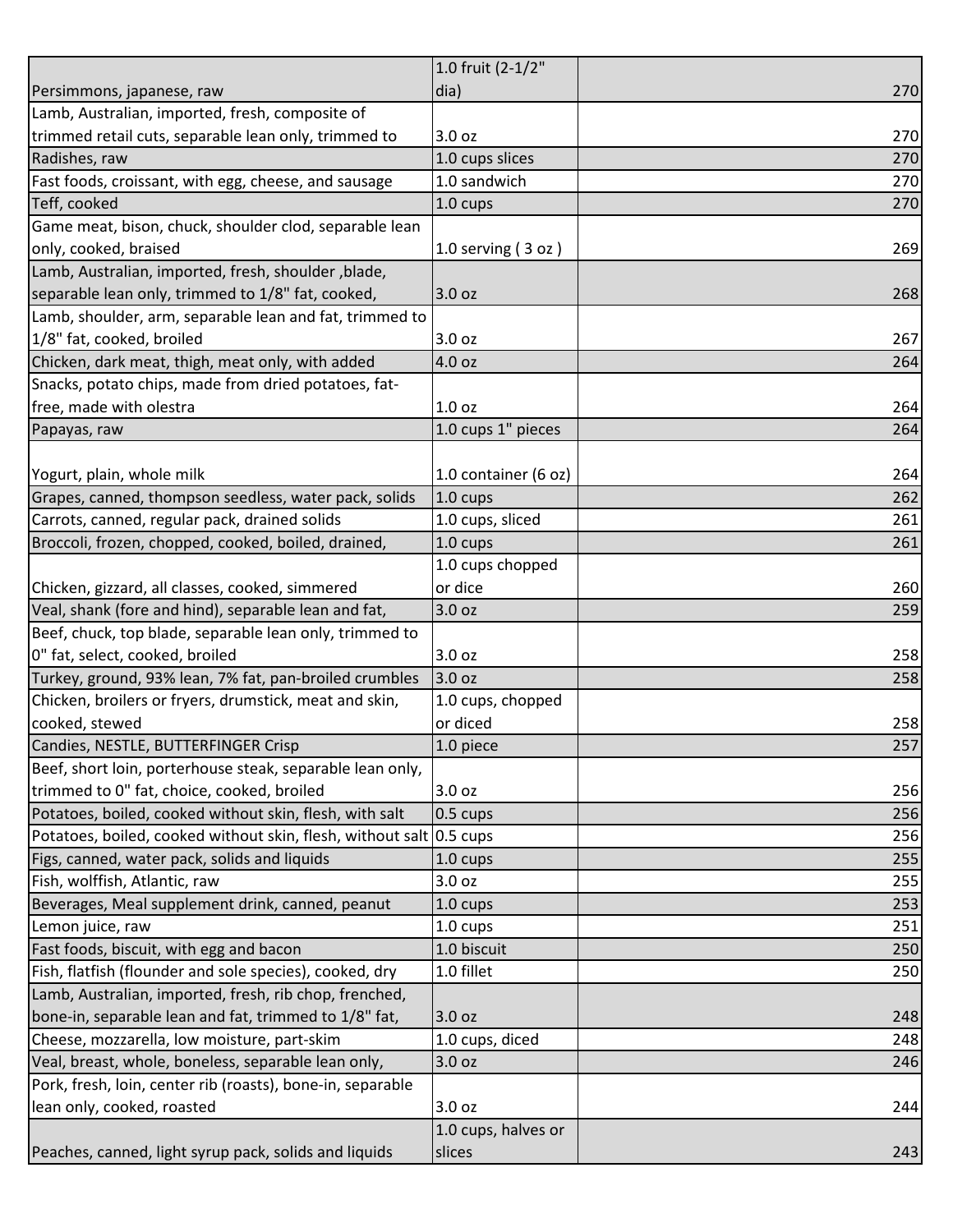| | | |
|---|---|---|
| Persimmons, japanese, raw | 1.0 fruit (2-1/2" dia) | 270 |
| Lamb, Australian, imported, fresh, composite of trimmed retail cuts, separable lean only, trimmed to | 3.0 oz | 270 |
| Radishes, raw | 1.0 cups slices | 270 |
| Fast foods, croissant, with egg, cheese, and sausage | 1.0 sandwich | 270 |
| Teff, cooked | 1.0 cups | 270 |
| Game meat, bison, chuck, shoulder clod, separable lean only, cooked, braised | 1.0 serving ( 3 oz ) | 269 |
| Lamb, Australian, imported, fresh, shoulder ,blade, separable lean only, trimmed to 1/8" fat, cooked, | 3.0 oz | 268 |
| Lamb, shoulder, arm, separable lean and fat, trimmed to 1/8" fat, cooked, broiled | 3.0 oz | 267 |
| Chicken, dark meat, thigh, meat only, with added | 4.0 oz | 264 |
| Snacks, potato chips, made from dried potatoes, fat-free, made with olestra | 1.0 oz | 264 |
| Papayas, raw | 1.0 cups 1" pieces | 264 |
| Yogurt, plain, whole milk | 1.0 container (6 oz) | 264 |
| Grapes, canned, thompson seedless, water pack, solids | 1.0 cups | 262 |
| Carrots, canned, regular pack, drained solids | 1.0 cups, sliced | 261 |
| Broccoli, frozen, chopped, cooked, boiled, drained, | 1.0 cups | 261 |
| Chicken, gizzard, all classes, cooked, simmered | 1.0 cups chopped or dice | 260 |
| Veal, shank (fore and hind), separable lean and fat, | 3.0 oz | 259 |
| Beef, chuck, top blade, separable lean only, trimmed to 0" fat, select, cooked, broiled | 3.0 oz | 258 |
| Turkey, ground, 93% lean, 7% fat, pan-broiled crumbles | 3.0 oz | 258 |
| Chicken, broilers or fryers, drumstick, meat and skin, cooked, stewed | 1.0 cups, chopped or diced | 258 |
| Candies, NESTLE, BUTTERFINGER Crisp | 1.0 piece | 257 |
| Beef, short loin, porterhouse steak, separable lean only, trimmed to 0" fat, choice, cooked, broiled | 3.0 oz | 256 |
| Potatoes, boiled, cooked without skin, flesh, with salt | 0.5 cups | 256 |
| Potatoes, boiled, cooked without skin, flesh, without salt | 0.5 cups | 256 |
| Figs, canned, water pack, solids and liquids | 1.0 cups | 255 |
| Fish, wolffish, Atlantic, raw | 3.0 oz | 255 |
| Beverages, Meal supplement drink, canned, peanut | 1.0 cups | 253 |
| Lemon juice, raw | 1.0 cups | 251 |
| Fast foods, biscuit, with egg and bacon | 1.0 biscuit | 250 |
| Fish, flatfish (flounder and sole species), cooked, dry | 1.0 fillet | 250 |
| Lamb, Australian, imported, fresh, rib chop, frenched, bone-in, separable lean and fat, trimmed to 1/8" fat, | 3.0 oz | 248 |
| Cheese, mozzarella, low moisture, part-skim | 1.0 cups, diced | 248 |
| Veal, breast, whole, boneless, separable lean only, | 3.0 oz | 246 |
| Pork, fresh, loin, center rib (roasts), bone-in, separable lean only, cooked, roasted | 3.0 oz | 244 |
| Peaches, canned, light syrup pack, solids and liquids | 1.0 cups, halves or slices | 243 |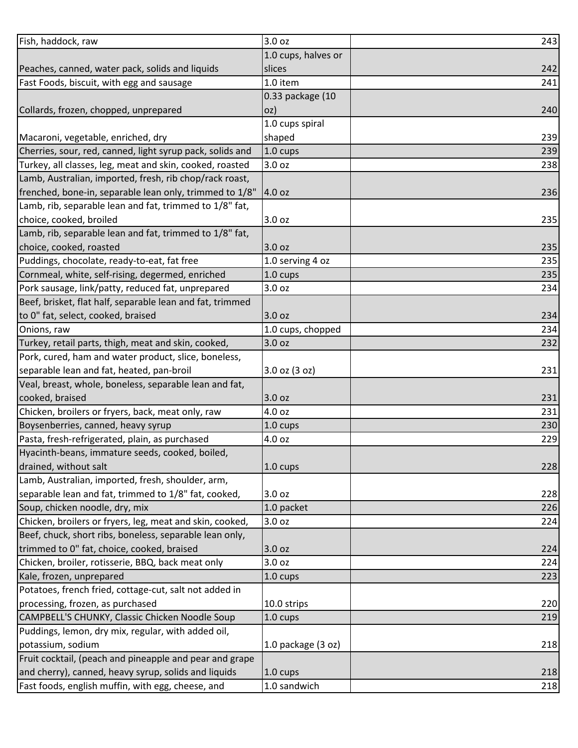| Fish, haddock, raw | 3.0 oz | 243 |
|---|---|---|
| Peaches, canned, water pack, solids and liquids | 1.0 cups, halves or slices | 242 |
| Fast Foods, biscuit, with egg and sausage | 1.0 item | 241 |
| Collards, frozen, chopped, unprepared | 0.33 package (10 oz) | 240 |
| Macaroni, vegetable, enriched, dry | 1.0 cups spiral shaped | 239 |
| Cherries, sour, red, canned, light syrup pack, solids and | 1.0 cups | 239 |
| Turkey, all classes, leg, meat and skin, cooked, roasted | 3.0 oz | 238 |
| Lamb, Australian, imported, fresh, rib chop/rack roast, frenched, bone-in, separable lean only, trimmed to 1/8" | 4.0 oz | 236 |
| Lamb, rib, separable lean and fat, trimmed to 1/8" fat, choice, cooked, broiled | 3.0 oz | 235 |
| Lamb, rib, separable lean and fat, trimmed to 1/8" fat, choice, cooked, roasted | 3.0 oz | 235 |
| Puddings, chocolate, ready-to-eat, fat free | 1.0 serving 4 oz | 235 |
| Cornmeal, white, self-rising, degermed, enriched | 1.0 cups | 235 |
| Pork sausage, link/patty, reduced fat, unprepared | 3.0 oz | 234 |
| Beef, brisket, flat half, separable lean and fat, trimmed to 0" fat, select, cooked, braised | 3.0 oz | 234 |
| Onions, raw | 1.0 cups, chopped | 234 |
| Turkey, retail parts, thigh, meat and skin, cooked, | 3.0 oz | 232 |
| Pork, cured, ham and water product, slice, boneless, separable lean and fat, heated, pan-broil | 3.0 oz (3 oz) | 231 |
| Veal, breast, whole, boneless, separable lean and fat, cooked, braised | 3.0 oz | 231 |
| Chicken, broilers or fryers, back, meat only, raw | 4.0 oz | 231 |
| Boysenberries, canned, heavy syrup | 1.0 cups | 230 |
| Pasta, fresh-refrigerated, plain, as purchased | 4.0 oz | 229 |
| Hyacinth-beans, immature seeds, cooked, boiled, drained, without salt | 1.0 cups | 228 |
| Lamb, Australian, imported, fresh, shoulder, arm, separable lean and fat, trimmed to 1/8" fat, cooked, | 3.0 oz | 228 |
| Soup, chicken noodle, dry, mix | 1.0 packet | 226 |
| Chicken, broilers or fryers, leg, meat and skin, cooked, | 3.0 oz | 224 |
| Beef, chuck, short ribs, boneless, separable lean only, trimmed to 0" fat, choice, cooked, braised | 3.0 oz | 224 |
| Chicken, broiler, rotisserie, BBQ, back meat only | 3.0 oz | 224 |
| Kale, frozen, unprepared | 1.0 cups | 223 |
| Potatoes, french fried, cottage-cut, salt not added in processing, frozen, as purchased | 10.0 strips | 220 |
| CAMPBELL'S CHUNKY, Classic Chicken Noodle Soup | 1.0 cups | 219 |
| Puddings, lemon, dry mix, regular, with added oil, potassium, sodium | 1.0 package (3 oz) | 218 |
| Fruit cocktail, (peach and pineapple and pear and grape and cherry), canned, heavy syrup, solids and liquids | 1.0 cups | 218 |
| Fast foods, english muffin, with egg, cheese, and | 1.0 sandwich | 218 |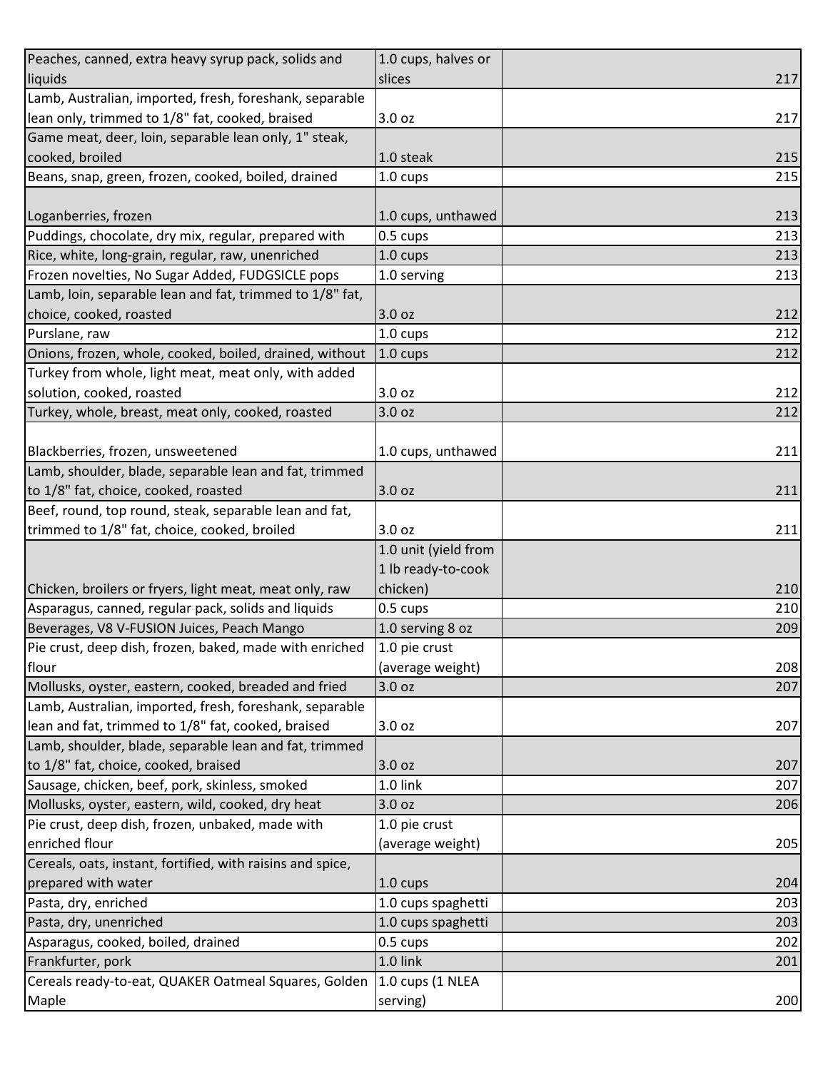| | | |
|---|---|---|
| Peaches, canned, extra heavy syrup pack, solids and liquids | 1.0 cups, halves or slices | 217 |
| Lamb, Australian, imported, fresh, foreshank, separable lean only, trimmed to 1/8" fat, cooked, braised | 3.0 oz | 217 |
| Game meat, deer, loin, separable lean only, 1" steak, cooked, broiled | 1.0 steak | 215 |
| Beans, snap, green, frozen, cooked, boiled, drained | 1.0 cups | 215 |
| Loganberries, frozen | 1.0 cups, unthawed | 213 |
| Puddings, chocolate, dry mix, regular, prepared with | 0.5 cups | 213 |
| Rice, white, long-grain, regular, raw, unenriched | 1.0 cups | 213 |
| Frozen novelties, No Sugar Added, FUDGSICLE pops | 1.0 serving | 213 |
| Lamb, loin, separable lean and fat, trimmed to 1/8" fat, choice, cooked, roasted | 3.0 oz | 212 |
| Purslane, raw | 1.0 cups | 212 |
| Onions, frozen, whole, cooked, boiled, drained, without | 1.0 cups | 212 |
| Turkey from whole, light meat, meat only, with added solution, cooked, roasted | 3.0 oz | 212 |
| Turkey, whole, breast, meat only, cooked, roasted | 3.0 oz | 212 |
| Blackberries, frozen, unsweetened | 1.0 cups, unthawed | 211 |
| Lamb, shoulder, blade, separable lean and fat, trimmed to 1/8" fat, choice, cooked, roasted | 3.0 oz | 211 |
| Beef, round, top round, steak, separable lean and fat, trimmed to 1/8" fat, choice, cooked, broiled | 3.0 oz | 211 |
| Chicken, broilers or fryers, light meat, meat only, raw | 1.0 unit (yield from 1 lb ready-to-cook chicken) | 210 |
| Asparagus, canned, regular pack, solids and liquids | 0.5 cups | 210 |
| Beverages, V8 V-FUSION Juices, Peach Mango | 1.0 serving 8 oz | 209 |
| Pie crust, deep dish, frozen, baked, made with enriched flour | 1.0 pie crust (average weight) | 208 |
| Mollusks, oyster, eastern, cooked, breaded and fried | 3.0 oz | 207 |
| Lamb, Australian, imported, fresh, foreshank, separable lean and fat, trimmed to 1/8" fat, cooked, braised | 3.0 oz | 207 |
| Lamb, shoulder, blade, separable lean and fat, trimmed to 1/8" fat, choice, cooked, braised | 3.0 oz | 207 |
| Sausage, chicken, beef, pork, skinless, smoked | 1.0 link | 207 |
| Mollusks, oyster, eastern, wild, cooked, dry heat | 3.0 oz | 206 |
| Pie crust, deep dish, frozen, unbaked, made with enriched flour | 1.0 pie crust (average weight) | 205 |
| Cereals, oats, instant, fortified, with raisins and spice, prepared with water | 1.0 cups | 204 |
| Pasta, dry, enriched | 1.0 cups spaghetti | 203 |
| Pasta, dry, unenriched | 1.0 cups spaghetti | 203 |
| Asparagus, cooked, boiled, drained | 0.5 cups | 202 |
| Frankfurter, pork | 1.0 link | 201 |
| Cereals ready-to-eat, QUAKER Oatmeal Squares, Golden Maple | 1.0 cups (1 NLEA serving) | 200 |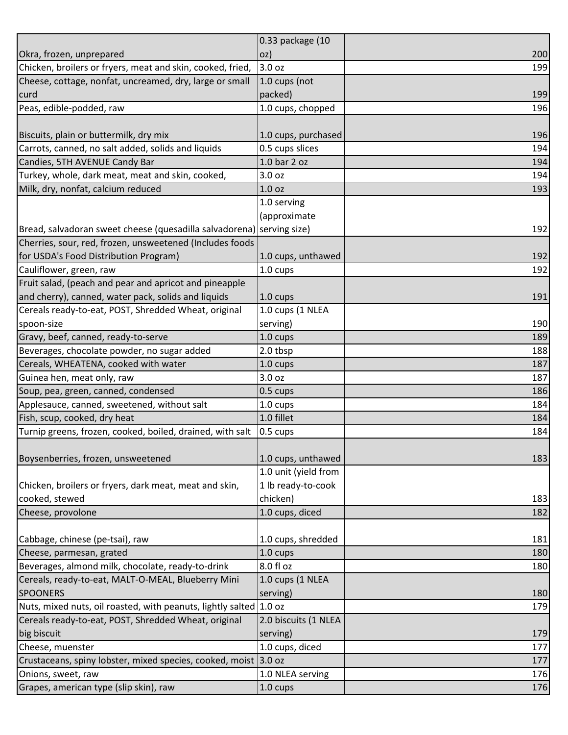| | | |
|---|---|---|
| Okra, frozen, unprepared | 0.33 package (10 oz) | 200 |
| Chicken, broilers or fryers, meat and skin, cooked, fried, | 3.0 oz | 199 |
| Cheese, cottage, nonfat, uncreamed, dry, large or small curd | 1.0 cups (not packed) | 199 |
| Peas, edible-podded, raw | 1.0 cups, chopped | 196 |
| Biscuits, plain or buttermilk, dry mix | 1.0 cups, purchased | 196 |
| Carrots, canned, no salt added, solids and liquids | 0.5 cups slices | 194 |
| Candies, 5TH AVENUE Candy Bar | 1.0 bar 2 oz | 194 |
| Turkey, whole, dark meat, meat and skin, cooked, | 3.0 oz | 194 |
| Milk, dry, nonfat, calcium reduced | 1.0 oz | 193 |
| Bread, salvadoran sweet cheese (quesadilla salvadorena) | 1.0 serving (approximate serving size) | 192 |
| Cherries, sour, red, frozen, unsweetened (Includes foods for USDA's Food Distribution Program) | 1.0 cups, unthawed | 192 |
| Cauliflower, green, raw | 1.0 cups | 192 |
| Fruit salad, (peach and pear and apricot and pineapple and cherry), canned, water pack, solids and liquids | 1.0 cups | 191 |
| Cereals ready-to-eat, POST, Shredded Wheat, original spoon-size | 1.0 cups (1 NLEA serving) | 190 |
| Gravy, beef, canned, ready-to-serve | 1.0 cups | 189 |
| Beverages, chocolate powder, no sugar added | 2.0 tbsp | 188 |
| Cereals, WHEATENA, cooked with water | 1.0 cups | 187 |
| Guinea hen, meat only, raw | 3.0 oz | 187 |
| Soup, pea, green, canned, condensed | 0.5 cups | 186 |
| Applesauce, canned, sweetened, without salt | 1.0 cups | 184 |
| Fish, scup, cooked, dry heat | 1.0 fillet | 184 |
| Turnip greens, frozen, cooked, boiled, drained, with salt | 0.5 cups | 184 |
| Boysenberries, frozen, unsweetened | 1.0 cups, unthawed | 183 |
| Chicken, broilers or fryers, dark meat, meat and skin, cooked, stewed | 1.0 unit (yield from 1 lb ready-to-cook chicken) | 183 |
| Cheese, provolone | 1.0 cups, diced | 182 |
| Cabbage, chinese (pe-tsai), raw | 1.0 cups, shredded | 181 |
| Cheese, parmesan, grated | 1.0 cups | 180 |
| Beverages, almond milk, chocolate, ready-to-drink | 8.0 fl oz | 180 |
| Cereals, ready-to-eat, MALT-O-MEAL, Blueberry Mini SPOONERS | 1.0 cups (1 NLEA serving) | 180 |
| Nuts, mixed nuts, oil roasted, with peanuts, lightly salted | 1.0 oz | 179 |
| Cereals ready-to-eat, POST, Shredded Wheat, original big biscuit | 2.0 biscuits (1 NLEA serving) | 179 |
| Cheese, muenster | 1.0 cups, diced | 177 |
| Crustaceans, spiny lobster, mixed species, cooked, moist | 3.0 oz | 177 |
| Onions, sweet, raw | 1.0 NLEA serving | 176 |
| Grapes, american type (slip skin), raw | 1.0 cups | 176 |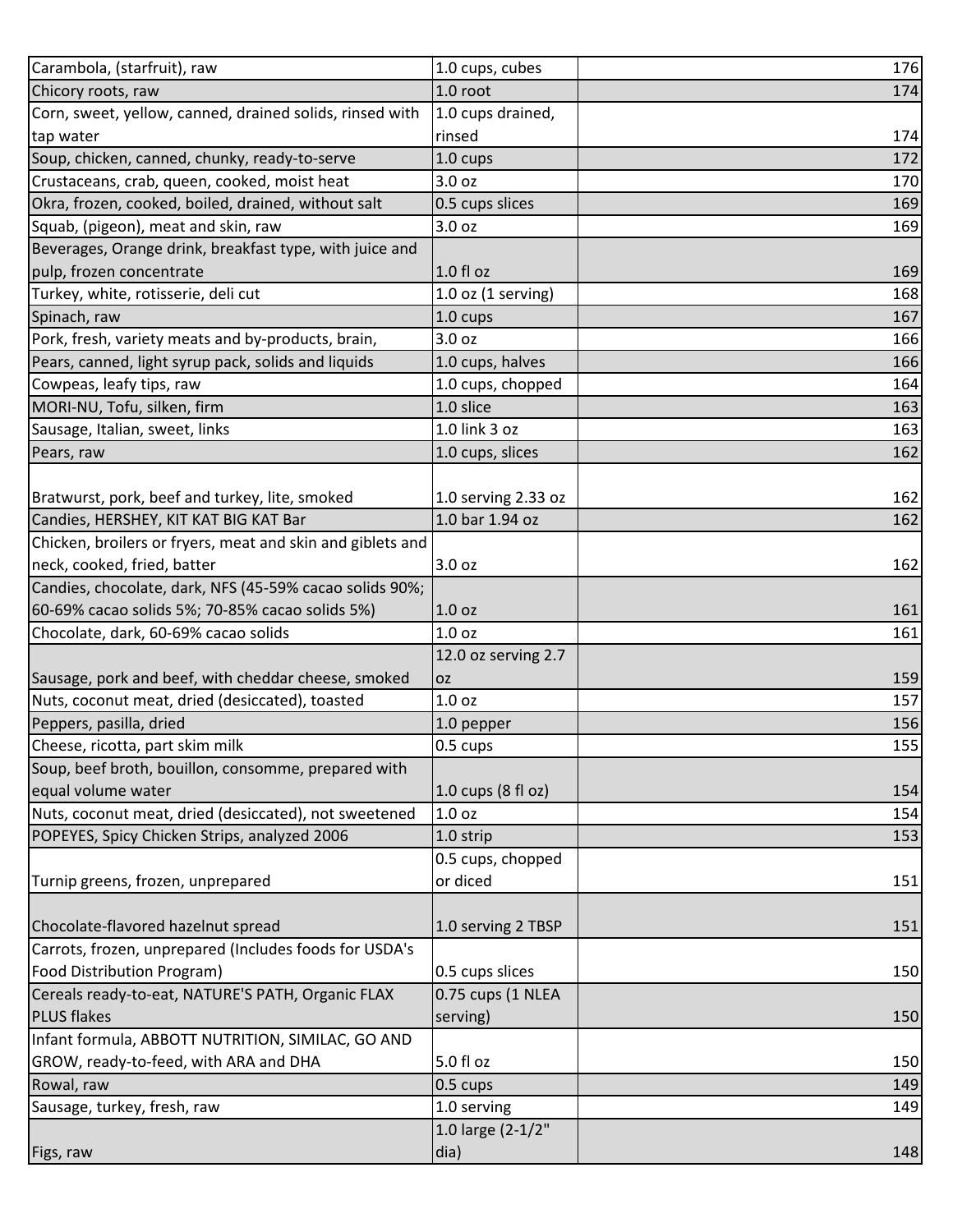| | | |
|---|---|---|
| Carambola, (starfruit), raw | 1.0 cups, cubes | 176 |
| Chicory roots, raw | 1.0 root | 174 |
| Corn, sweet, yellow, canned, drained solids, rinsed with tap water | 1.0 cups drained, rinsed | 174 |
| Soup, chicken, canned, chunky, ready-to-serve | 1.0 cups | 172 |
| Crustaceans, crab, queen, cooked, moist heat | 3.0 oz | 170 |
| Okra, frozen, cooked, boiled, drained, without salt | 0.5 cups slices | 169 |
| Squab, (pigeon), meat and skin, raw | 3.0 oz | 169 |
| Beverages, Orange drink, breakfast type, with juice and pulp, frozen concentrate | 1.0 fl oz | 169 |
| Turkey, white, rotisserie, deli cut | 1.0 oz (1 serving) | 168 |
| Spinach, raw | 1.0 cups | 167 |
| Pork, fresh, variety meats and by-products, brain, | 3.0 oz | 166 |
| Pears, canned, light syrup pack, solids and liquids | 1.0 cups, halves | 166 |
| Cowpeas, leafy tips, raw | 1.0 cups, chopped | 164 |
| MORI-NU, Tofu, silken, firm | 1.0 slice | 163 |
| Sausage, Italian, sweet, links | 1.0 link 3 oz | 163 |
| Pears, raw | 1.0 cups, slices | 162 |
| Bratwurst, pork, beef and turkey, lite, smoked | 1.0 serving 2.33 oz | 162 |
| Candies, HERSHEY, KIT KAT BIG KAT Bar | 1.0 bar 1.94 oz | 162 |
| Chicken, broilers or fryers, meat and skin and giblets and neck, cooked, fried, batter | 3.0 oz | 162 |
| Candies, chocolate, dark, NFS (45-59% cacao solids 90%; 60-69% cacao solids 5%; 70-85% cacao solids 5%) | 1.0 oz | 161 |
| Chocolate, dark, 60-69% cacao solids | 1.0 oz | 161 |
| Sausage, pork and beef, with cheddar cheese, smoked | 12.0 oz serving 2.7 oz | 159 |
| Nuts, coconut meat, dried (desiccated), toasted | 1.0 oz | 157 |
| Peppers, pasilla, dried | 1.0 pepper | 156 |
| Cheese, ricotta, part skim milk | 0.5 cups | 155 |
| Soup, beef broth, bouillon, consomme, prepared with equal volume water | 1.0 cups (8 fl oz) | 154 |
| Nuts, coconut meat, dried (desiccated), not sweetened | 1.0 oz | 154 |
| POPEYES, Spicy Chicken Strips, analyzed 2006 | 1.0 strip | 153 |
| Turnip greens, frozen, unprepared | 0.5 cups, chopped or diced | 151 |
| Chocolate-flavored hazelnut spread | 1.0 serving 2 TBSP | 151 |
| Carrots, frozen, unprepared (Includes foods for USDA's Food Distribution Program) | 0.5 cups slices | 150 |
| Cereals ready-to-eat, NATURE'S PATH, Organic FLAX PLUS flakes | 0.75 cups (1 NLEA serving) | 150 |
| Infant formula, ABBOTT NUTRITION, SIMILAC, GO AND GROW, ready-to-feed, with ARA and DHA | 5.0 fl oz | 150 |
| Rowal, raw | 0.5 cups | 149 |
| Sausage, turkey, fresh, raw | 1.0 serving | 149 |
| Figs, raw | 1.0 large (2-1/2" dia) | 148 |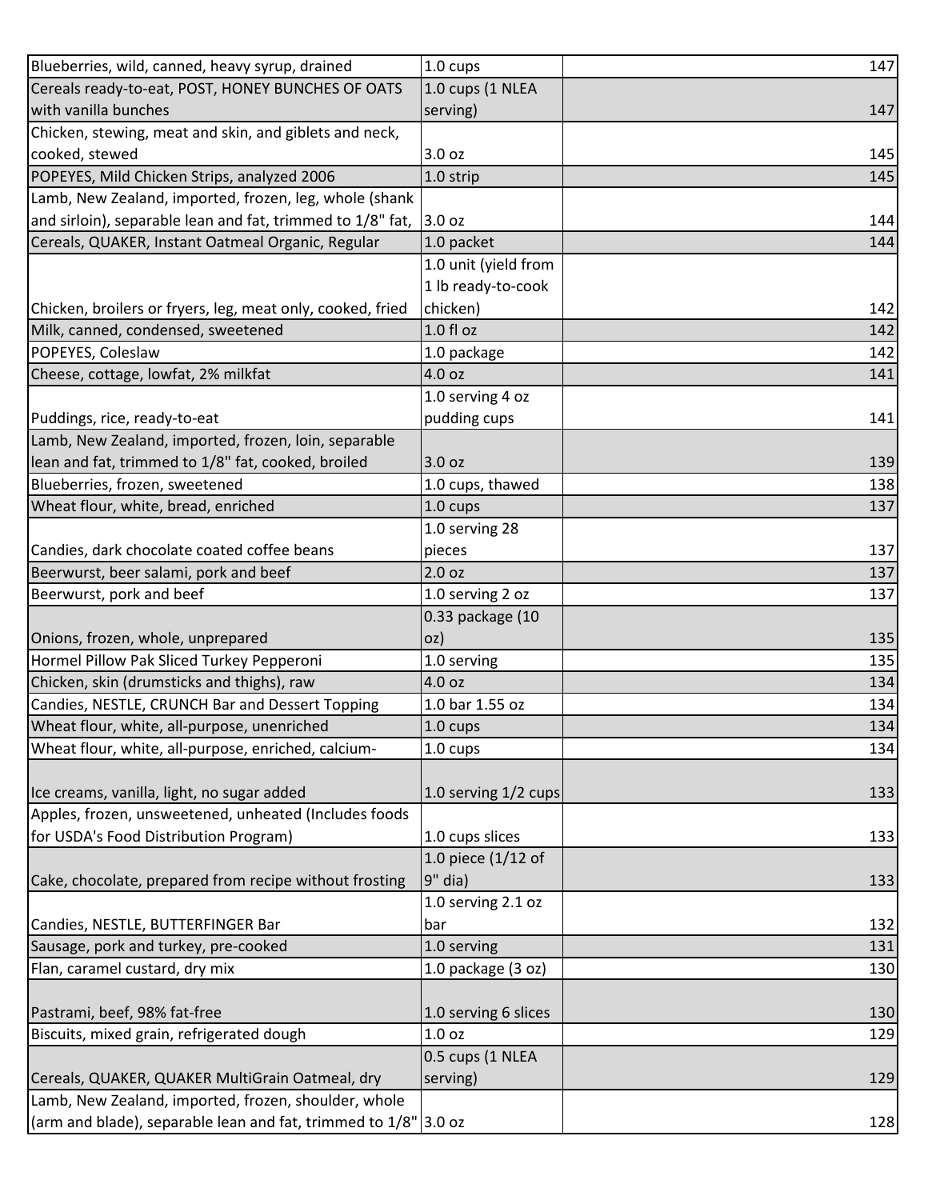| | | |
|---|---|---|
| Blueberries, wild, canned, heavy syrup, drained | 1.0 cups | 147 |
| Cereals ready-to-eat, POST, HONEY BUNCHES OF OATS with vanilla bunches | 1.0 cups (1 NLEA serving) | 147 |
| Chicken, stewing, meat and skin, and giblets and neck, cooked, stewed | 3.0 oz | 145 |
| POPEYES, Mild Chicken Strips, analyzed 2006 | 1.0 strip | 145 |
| Lamb, New Zealand, imported, frozen, leg, whole (shank and sirloin), separable lean and fat, trimmed to 1/8" fat, | 3.0 oz | 144 |
| Cereals, QUAKER, Instant Oatmeal Organic, Regular | 1.0 packet | 144 |
| Chicken, broilers or fryers, leg, meat only, cooked, fried | 1.0 unit (yield from 1 lb ready-to-cook chicken) | 142 |
| Milk, canned, condensed, sweetened | 1.0 fl oz | 142 |
| POPEYES, Coleslaw | 1.0 package | 142 |
| Cheese, cottage, lowfat, 2% milkfat | 4.0 oz | 141 |
| Puddings, rice, ready-to-eat | 1.0 serving 4 oz pudding cups | 141 |
| Lamb, New Zealand, imported, frozen, loin, separable lean and fat, trimmed to 1/8" fat, cooked, broiled | 3.0 oz | 139 |
| Blueberries, frozen, sweetened | 1.0 cups, thawed | 138 |
| Wheat flour, white, bread, enriched | 1.0 cups | 137 |
| Candies, dark chocolate coated coffee beans | 1.0 serving 28 pieces | 137 |
| Beerwurst, beer salami, pork and beef | 2.0 oz | 137 |
| Beerwurst, pork and beef | 1.0 serving 2 oz | 137 |
| Onions, frozen, whole, unprepared | 0.33 package (10 oz) | 135 |
| Hormel Pillow Pak Sliced Turkey Pepperoni | 1.0 serving | 135 |
| Chicken, skin (drumsticks and thighs), raw | 4.0 oz | 134 |
| Candies, NESTLE, CRUNCH Bar and Dessert Topping | 1.0 bar 1.55 oz | 134 |
| Wheat flour, white, all-purpose, unenriched | 1.0 cups | 134 |
| Wheat flour, white, all-purpose, enriched, calcium- | 1.0 cups | 134 |
| Ice creams, vanilla, light, no sugar added | 1.0 serving 1/2 cups | 133 |
| Apples, frozen, unsweetened, unheated (Includes foods for USDA's Food Distribution Program) | 1.0 cups slices | 133 |
| Cake, chocolate, prepared from recipe without frosting | 1.0 piece (1/12 of 9" dia) | 133 |
| Candies, NESTLE, BUTTERFINGER Bar | 1.0 serving 2.1 oz bar | 132 |
| Sausage, pork and turkey, pre-cooked | 1.0 serving | 131 |
| Flan, caramel custard, dry mix | 1.0 package (3 oz) | 130 |
| Pastrami, beef, 98% fat-free | 1.0 serving 6 slices | 130 |
| Biscuits, mixed grain, refrigerated dough | 1.0 oz | 129 |
| Cereals, QUAKER, QUAKER MultiGrain Oatmeal, dry | 0.5 cups (1 NLEA serving) | 129 |
| Lamb, New Zealand, imported, frozen, shoulder, whole (arm and blade), separable lean and fat, trimmed to 1/8" | 3.0 oz | 128 |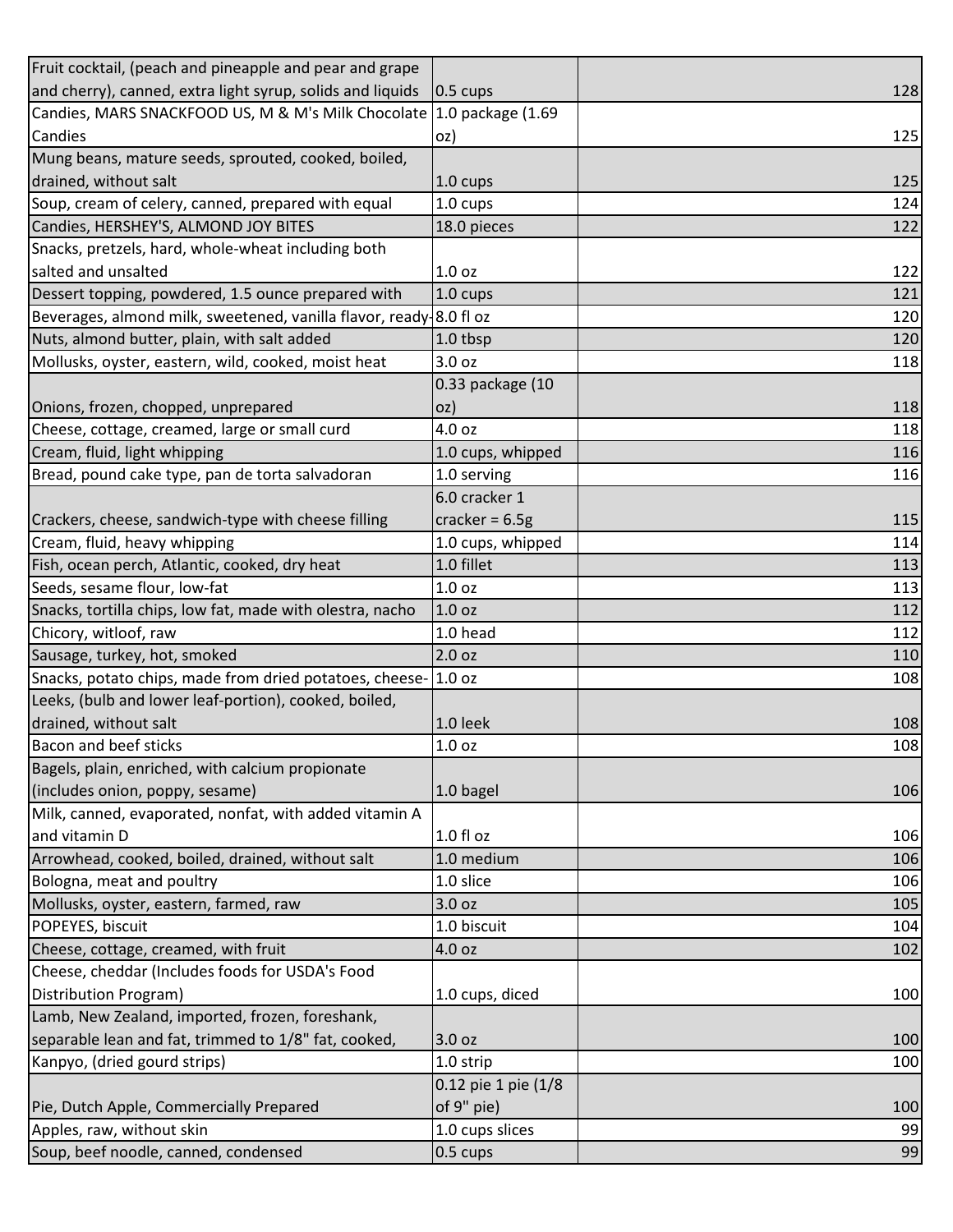| | | |
|---|---|---|
| Fruit cocktail, (peach and pineapple and pear and grape and cherry), canned, extra light syrup, solids and liquids | 0.5 cups | 128 |
| Candies, MARS SNACKFOOD US, M & M's Milk Chocolate Candies | 1.0 package (1.69 oz) | 125 |
| Mung beans, mature seeds, sprouted, cooked, boiled, drained, without salt | 1.0 cups | 125 |
| Soup, cream of celery, canned, prepared with equal | 1.0 cups | 124 |
| Candies, HERSHEY'S, ALMOND JOY BITES | 18.0 pieces | 122 |
| Snacks, pretzels, hard, whole-wheat including both salted and unsalted | 1.0 oz | 122 |
| Dessert topping, powdered, 1.5 ounce prepared with | 1.0 cups | 121 |
| Beverages, almond milk, sweetened, vanilla flavor, ready- | 8.0 fl oz | 120 |
| Nuts, almond butter, plain, with salt added | 1.0 tbsp | 120 |
| Mollusks, oyster, eastern, wild, cooked, moist heat | 3.0 oz | 118 |
| Onions, frozen, chopped, unprepared | 0.33 package (10 oz) | 118 |
| Cheese, cottage, creamed, large or small curd | 4.0 oz | 118 |
| Cream, fluid, light whipping | 1.0 cups, whipped | 116 |
| Bread, pound cake type, pan de torta salvadoran | 1.0 serving | 116 |
| Crackers, cheese, sandwich-type with cheese filling | 6.0 cracker 1 cracker = 6.5g | 115 |
| Cream, fluid, heavy whipping | 1.0 cups, whipped | 114 |
| Fish, ocean perch, Atlantic, cooked, dry heat | 1.0 fillet | 113 |
| Seeds, sesame flour, low-fat | 1.0 oz | 113 |
| Snacks, tortilla chips, low fat, made with olestra, nacho | 1.0 oz | 112 |
| Chicory, witloof, raw | 1.0 head | 112 |
| Sausage, turkey, hot, smoked | 2.0 oz | 110 |
| Snacks, potato chips, made from dried potatoes, cheese- | 1.0 oz | 108 |
| Leeks, (bulb and lower leaf-portion), cooked, boiled, drained, without salt | 1.0 leek | 108 |
| Bacon and beef sticks | 1.0 oz | 108 |
| Bagels, plain, enriched, with calcium propionate (includes onion, poppy, sesame) | 1.0 bagel | 106 |
| Milk, canned, evaporated, nonfat, with added vitamin A and vitamin D | 1.0 fl oz | 106 |
| Arrowhead, cooked, boiled, drained, without salt | 1.0 medium | 106 |
| Bologna, meat and poultry | 1.0 slice | 106 |
| Mollusks, oyster, eastern, farmed, raw | 3.0 oz | 105 |
| POPEYES, biscuit | 1.0 biscuit | 104 |
| Cheese, cottage, creamed, with fruit | 4.0 oz | 102 |
| Cheese, cheddar (Includes foods for USDA's Food Distribution Program) | 1.0 cups, diced | 100 |
| Lamb, New Zealand, imported, frozen, foreshank, separable lean and fat, trimmed to 1/8" fat, cooked, | 3.0 oz | 100 |
| Kanpyo, (dried gourd strips) | 1.0 strip | 100 |
| Pie, Dutch Apple, Commercially Prepared | 0.12 pie 1 pie (1/8 of 9" pie) | 100 |
| Apples, raw, without skin | 1.0 cups slices | 99 |
| Soup, beef noodle, canned, condensed | 0.5 cups | 99 |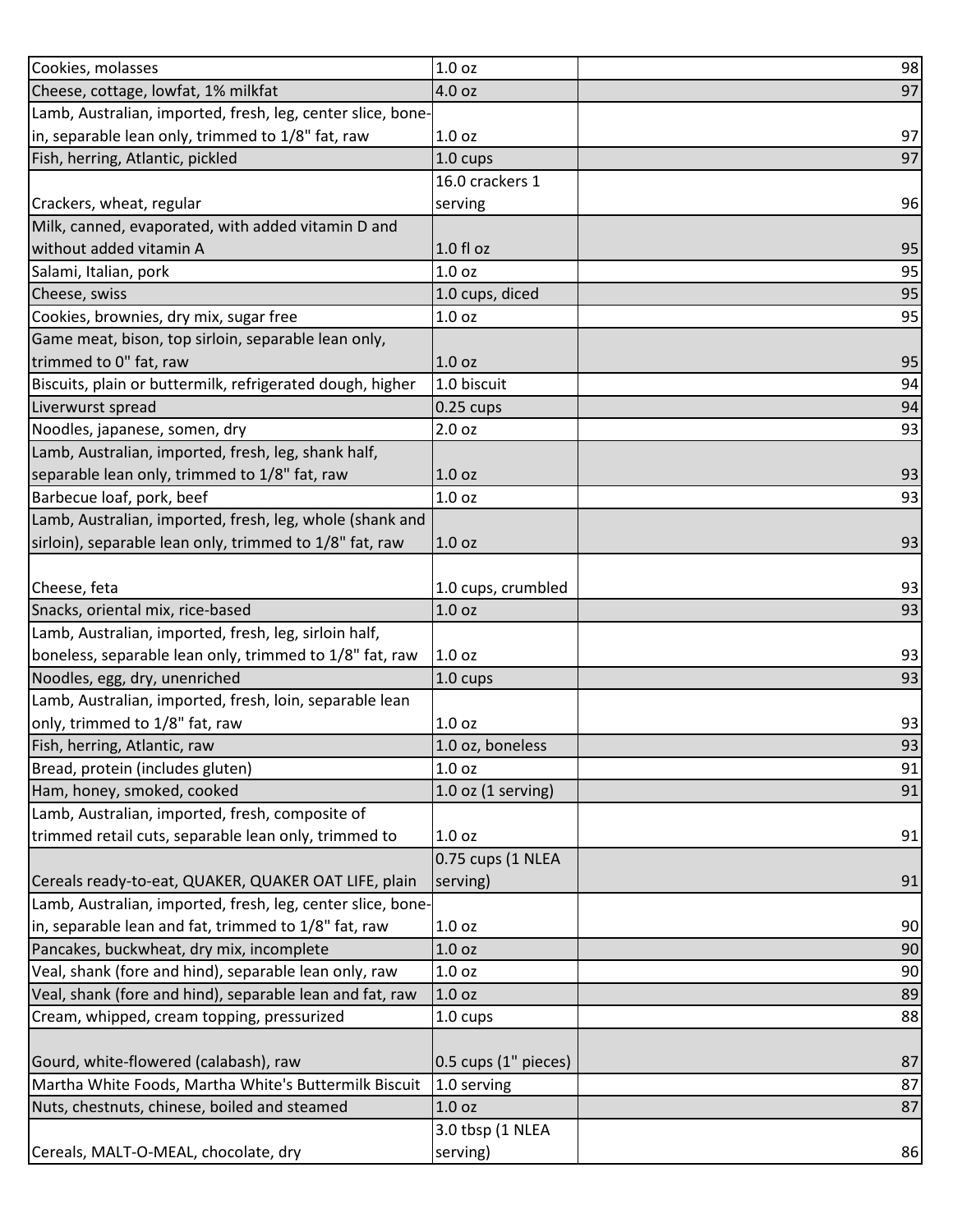| | | |
|---|---|---|
| Cookies, molasses | 1.0 oz | 98 |
| Cheese, cottage, lowfat, 1% milkfat | 4.0 oz | 97 |
| Lamb, Australian, imported, fresh, leg, center slice, bone-in, separable lean only, trimmed to 1/8" fat, raw | 1.0 oz | 97 |
| Fish, herring, Atlantic, pickled | 1.0 cups | 97 |
| Crackers, wheat, regular | 16.0 crackers 1 serving | 96 |
| Milk, canned, evaporated, with added vitamin D and without added vitamin A | 1.0 fl oz | 95 |
| Salami, Italian, pork | 1.0 oz | 95 |
| Cheese, swiss | 1.0 cups, diced | 95 |
| Cookies, brownies, dry mix, sugar free | 1.0 oz | 95 |
| Game meat, bison, top sirloin, separable lean only, trimmed to 0" fat, raw | 1.0 oz | 95 |
| Biscuits, plain or buttermilk, refrigerated dough, higher | 1.0 biscuit | 94 |
| Liverwurst spread | 0.25 cups | 94 |
| Noodles, japanese, somen, dry | 2.0 oz | 93 |
| Lamb, Australian, imported, fresh, leg, shank half, separable lean only, trimmed to 1/8" fat, raw | 1.0 oz | 93 |
| Barbecue loaf, pork, beef | 1.0 oz | 93 |
| Lamb, Australian, imported, fresh, leg, whole (shank and sirloin), separable lean only, trimmed to 1/8" fat, raw | 1.0 oz | 93 |
| Cheese, feta | 1.0 cups, crumbled | 93 |
| Snacks, oriental mix, rice-based | 1.0 oz | 93 |
| Lamb, Australian, imported, fresh, leg, sirloin half, boneless, separable lean only, trimmed to 1/8" fat, raw | 1.0 oz | 93 |
| Noodles, egg, dry, unenriched | 1.0 cups | 93 |
| Lamb, Australian, imported, fresh, loin, separable lean only, trimmed to 1/8" fat, raw | 1.0 oz | 93 |
| Fish, herring, Atlantic, raw | 1.0 oz, boneless | 93 |
| Bread, protein (includes gluten) | 1.0 oz | 91 |
| Ham, honey, smoked, cooked | 1.0 oz (1 serving) | 91 |
| Lamb, Australian, imported, fresh, composite of trimmed retail cuts, separable lean only, trimmed to | 1.0 oz | 91 |
| Cereals ready-to-eat, QUAKER, QUAKER OAT LIFE, plain | 0.75 cups (1 NLEA serving) | 91 |
| Lamb, Australian, imported, fresh, leg, center slice, bone-in, separable lean and fat, trimmed to 1/8" fat, raw | 1.0 oz | 90 |
| Pancakes, buckwheat, dry mix, incomplete | 1.0 oz | 90 |
| Veal, shank (fore and hind), separable lean only, raw | 1.0 oz | 90 |
| Veal, shank (fore and hind), separable lean and fat, raw | 1.0 oz | 89 |
| Cream, whipped, cream topping, pressurized | 1.0 cups | 88 |
| Gourd, white-flowered (calabash), raw | 0.5 cups (1" pieces) | 87 |
| Martha White Foods, Martha White's Buttermilk Biscuit | 1.0 serving | 87 |
| Nuts, chestnuts, chinese, boiled and steamed | 1.0 oz | 87 |
| Cereals, MALT-O-MEAL, chocolate, dry | 3.0 tbsp (1 NLEA serving) | 86 |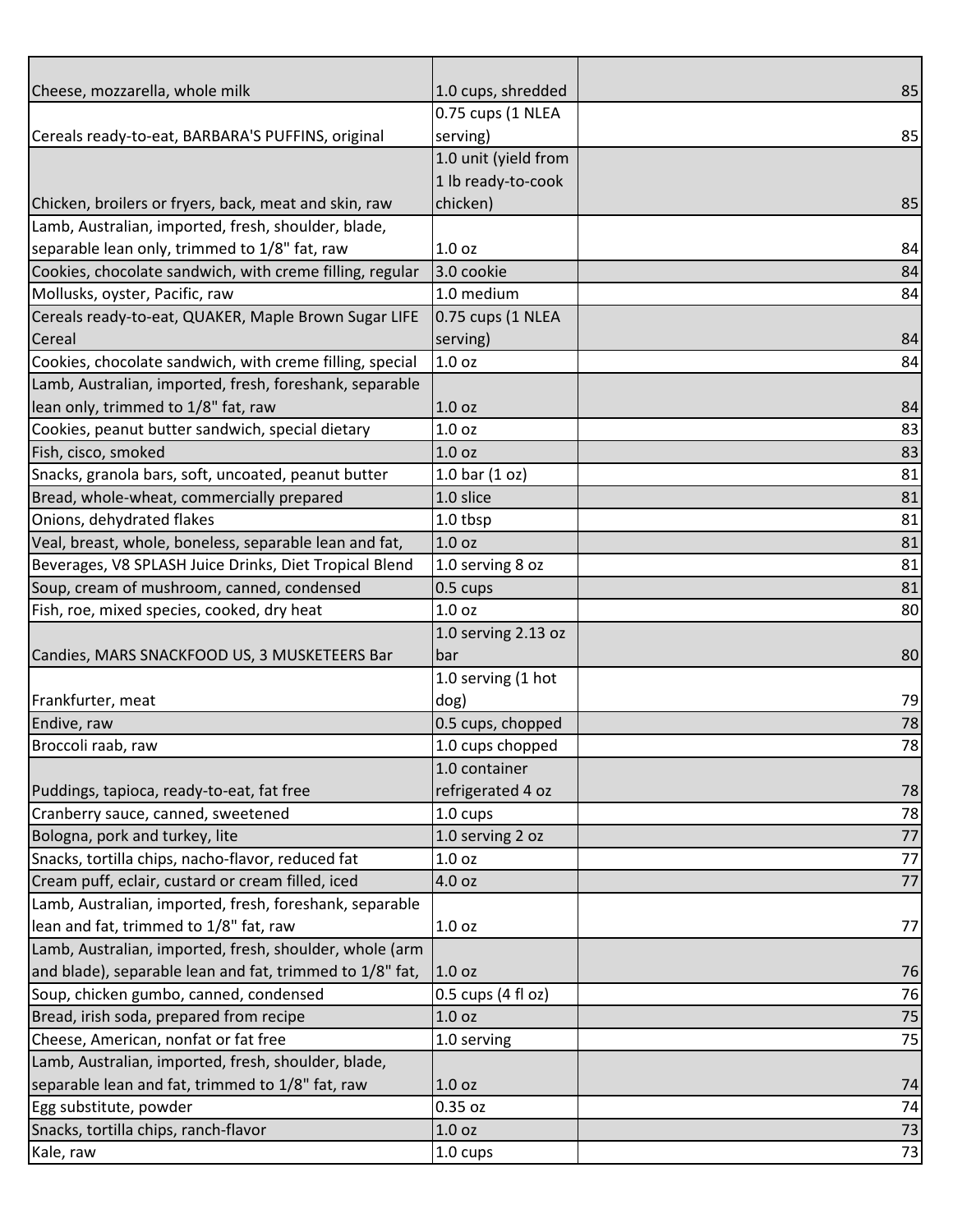| | | |
|---|---|---|
| Cheese, mozzarella, whole milk | 1.0 cups, shredded | 85 |
| Cereals ready-to-eat, BARBARA'S PUFFINS, original | 0.75 cups (1 NLEA serving) | 85 |
| Chicken, broilers or fryers, back, meat and skin, raw | 1.0 unit (yield from 1 lb ready-to-cook chicken) | 85 |
| Lamb, Australian, imported, fresh, shoulder, blade, separable lean only, trimmed to 1/8" fat, raw | 1.0 oz | 84 |
| Cookies, chocolate sandwich, with creme filling, regular | 3.0 cookie | 84 |
| Mollusks, oyster, Pacific, raw | 1.0 medium | 84 |
| Cereals ready-to-eat, QUAKER, Maple Brown Sugar LIFE Cereal | 0.75 cups (1 NLEA serving) | 84 |
| Cookies, chocolate sandwich, with creme filling, special | 1.0 oz | 84 |
| Lamb, Australian, imported, fresh, foreshank, separable lean only, trimmed to 1/8" fat, raw | 1.0 oz | 84 |
| Cookies, peanut butter sandwich, special dietary | 1.0 oz | 83 |
| Fish, cisco, smoked | 1.0 oz | 83 |
| Snacks, granola bars, soft, uncoated, peanut butter | 1.0 bar (1 oz) | 81 |
| Bread, whole-wheat, commercially prepared | 1.0 slice | 81 |
| Onions, dehydrated flakes | 1.0 tbsp | 81 |
| Veal, breast, whole, boneless, separable lean and fat, | 1.0 oz | 81 |
| Beverages, V8 SPLASH Juice Drinks, Diet Tropical Blend | 1.0 serving 8 oz | 81 |
| Soup, cream of mushroom, canned, condensed | 0.5 cups | 81 |
| Fish, roe, mixed species, cooked, dry heat | 1.0 oz | 80 |
| Candies, MARS SNACKFOOD US, 3 MUSKETEERS Bar | 1.0 serving 2.13 oz bar | 80 |
| Frankfurter, meat | 1.0 serving (1 hot dog) | 79 |
| Endive, raw | 0.5 cups, chopped | 78 |
| Broccoli raab, raw | 1.0 cups chopped | 78 |
| Puddings, tapioca, ready-to-eat, fat free | 1.0 container refrigerated 4 oz | 78 |
| Cranberry sauce, canned, sweetened | 1.0 cups | 78 |
| Bologna, pork and turkey, lite | 1.0 serving 2 oz | 77 |
| Snacks, tortilla chips, nacho-flavor, reduced fat | 1.0 oz | 77 |
| Cream puff, eclair, custard or cream filled, iced | 4.0 oz | 77 |
| Lamb, Australian, imported, fresh, foreshank, separable lean and fat, trimmed to 1/8" fat, raw | 1.0 oz | 77 |
| Lamb, Australian, imported, fresh, shoulder, whole (arm and blade), separable lean and fat, trimmed to 1/8" fat, | 1.0 oz | 76 |
| Soup, chicken gumbo, canned, condensed | 0.5 cups (4 fl oz) | 76 |
| Bread, irish soda, prepared from recipe | 1.0 oz | 75 |
| Cheese, American, nonfat or fat free | 1.0 serving | 75 |
| Lamb, Australian, imported, fresh, shoulder, blade, separable lean and fat, trimmed to 1/8" fat, raw | 1.0 oz | 74 |
| Egg substitute, powder | 0.35 oz | 74 |
| Snacks, tortilla chips, ranch-flavor | 1.0 oz | 73 |
| Kale, raw | 1.0 cups | 73 |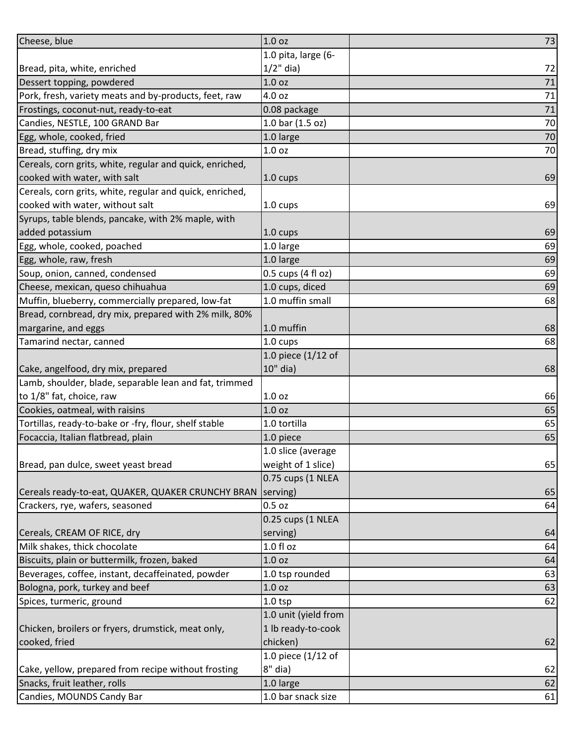| | | |
|---|---|---|
| Cheese, blue | 1.0 oz | 73 |
| Bread, pita, white, enriched | 1.0 pita, large (6-1/2" dia) | 72 |
| Dessert topping, powdered | 1.0 oz | 71 |
| Pork, fresh, variety meats and by-products, feet, raw | 4.0 oz | 71 |
| Frostings, coconut-nut, ready-to-eat | 0.08 package | 71 |
| Candies, NESTLE, 100 GRAND Bar | 1.0 bar (1.5 oz) | 70 |
| Egg, whole, cooked, fried | 1.0 large | 70 |
| Bread, stuffing, dry mix | 1.0 oz | 70 |
| Cereals, corn grits, white, regular and quick, enriched, cooked with water, with salt | 1.0 cups | 69 |
| Cereals, corn grits, white, regular and quick, enriched, cooked with water, without salt | 1.0 cups | 69 |
| Syrups, table blends, pancake, with 2% maple, with added potassium | 1.0 cups | 69 |
| Egg, whole, cooked, poached | 1.0 large | 69 |
| Egg, whole, raw, fresh | 1.0 large | 69 |
| Soup, onion, canned, condensed | 0.5 cups (4 fl oz) | 69 |
| Cheese, mexican, queso chihuahua | 1.0 cups, diced | 69 |
| Muffin, blueberry, commercially prepared, low-fat | 1.0 muffin small | 68 |
| Bread, cornbread, dry mix, prepared with 2% milk, 80% margarine, and eggs | 1.0 muffin | 68 |
| Tamarind nectar, canned | 1.0 cups | 68 |
| Cake, angelfood, dry mix, prepared | 1.0 piece (1/12 of 10" dia) | 68 |
| Lamb, shoulder, blade, separable lean and fat, trimmed to 1/8" fat, choice, raw | 1.0 oz | 66 |
| Cookies, oatmeal, with raisins | 1.0 oz | 65 |
| Tortillas, ready-to-bake or -fry, flour, shelf stable | 1.0 tortilla | 65 |
| Focaccia, Italian flatbread, plain | 1.0 piece | 65 |
| Bread, pan dulce, sweet yeast bread | 1.0 slice (average weight of 1 slice) | 65 |
| Cereals ready-to-eat, QUAKER, QUAKER CRUNCHY BRAN | 0.75 cups (1 NLEA serving) | 65 |
| Crackers, rye, wafers, seasoned | 0.5 oz | 64 |
| Cereals, CREAM OF RICE, dry | 0.25 cups (1 NLEA serving) | 64 |
| Milk shakes, thick chocolate | 1.0 fl oz | 64 |
| Biscuits, plain or buttermilk, frozen, baked | 1.0 oz | 64 |
| Beverages, coffee, instant, decaffeinated, powder | 1.0 tsp rounded | 63 |
| Bologna, pork, turkey and beef | 1.0 oz | 63 |
| Spices, turmeric, ground | 1.0 tsp | 62 |
| Chicken, broilers or fryers, drumstick, meat only, cooked, fried | 1.0 unit (yield from 1 lb ready-to-cook chicken) | 62 |
| Cake, yellow, prepared from recipe without frosting | 1.0 piece (1/12 of 8" dia) | 62 |
| Snacks, fruit leather, rolls | 1.0 large | 62 |
| Candies, MOUNDS Candy Bar | 1.0 bar snack size | 61 |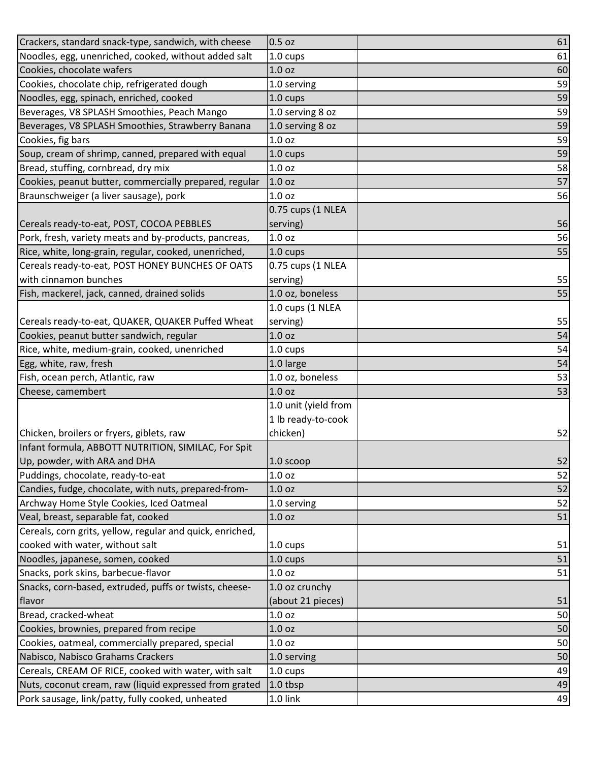| | | |
|---|---|---|
| Crackers, standard snack-type, sandwich, with cheese | 0.5 oz | 61 |
| Noodles, egg, unenriched, cooked, without added salt | 1.0 cups | 61 |
| Cookies, chocolate wafers | 1.0 oz | 60 |
| Cookies, chocolate chip, refrigerated dough | 1.0 serving | 59 |
| Noodles, egg, spinach, enriched, cooked | 1.0 cups | 59 |
| Beverages, V8 SPLASH Smoothies, Peach Mango | 1.0 serving 8 oz | 59 |
| Beverages, V8 SPLASH Smoothies, Strawberry Banana | 1.0 serving 8 oz | 59 |
| Cookies, fig bars | 1.0 oz | 59 |
| Soup, cream of shrimp, canned, prepared with equal | 1.0 cups | 59 |
| Bread, stuffing, cornbread, dry mix | 1.0 oz | 58 |
| Cookies, peanut butter, commercially prepared, regular | 1.0 oz | 57 |
| Braunschweiger (a liver sausage), pork | 1.0 oz | 56 |
| Cereals ready-to-eat, POST, COCOA PEBBLES | 0.75 cups (1 NLEA serving) | 56 |
| Pork, fresh, variety meats and by-products, pancreas, | 1.0 oz | 56 |
| Rice, white, long-grain, regular, cooked, unenriched, | 1.0 cups | 55 |
| Cereals ready-to-eat, POST HONEY BUNCHES OF OATS with cinnamon bunches | 0.75 cups (1 NLEA serving) | 55 |
| Fish, mackerel, jack, canned, drained solids | 1.0 oz, boneless | 55 |
| Cereals ready-to-eat, QUAKER, QUAKER Puffed Wheat | 1.0 cups (1 NLEA serving) | 55 |
| Cookies, peanut butter sandwich, regular | 1.0 oz | 54 |
| Rice, white, medium-grain, cooked, unenriched | 1.0 cups | 54 |
| Egg, white, raw, fresh | 1.0 large | 54 |
| Fish, ocean perch, Atlantic, raw | 1.0 oz, boneless | 53 |
| Cheese, camembert | 1.0 oz | 53 |
| Chicken, broilers or fryers, giblets, raw | 1.0 unit (yield from 1 lb ready-to-cook chicken) | 52 |
| Infant formula, ABBOTT NUTRITION, SIMILAC, For Spit Up, powder, with ARA and DHA | 1.0 scoop | 52 |
| Puddings, chocolate, ready-to-eat | 1.0 oz | 52 |
| Candies, fudge, chocolate, with nuts, prepared-from- | 1.0 oz | 52 |
| Archway Home Style Cookies, Iced Oatmeal | 1.0 serving | 52 |
| Veal, breast, separable fat, cooked | 1.0 oz | 51 |
| Cereals, corn grits, yellow, regular and quick, enriched, cooked with water, without salt | 1.0 cups | 51 |
| Noodles, japanese, somen, cooked | 1.0 cups | 51 |
| Snacks, pork skins, barbecue-flavor | 1.0 oz | 51 |
| Snacks, corn-based, extruded, puffs or twists, cheese-flavor | 1.0 oz crunchy (about 21 pieces) | 51 |
| Bread, cracked-wheat | 1.0 oz | 50 |
| Cookies, brownies, prepared from recipe | 1.0 oz | 50 |
| Cookies, oatmeal, commercially prepared, special | 1.0 oz | 50 |
| Nabisco, Nabisco Grahams Crackers | 1.0 serving | 50 |
| Cereals, CREAM OF RICE, cooked with water, with salt | 1.0 cups | 49 |
| Nuts, coconut cream, raw (liquid expressed from grated | 1.0 tbsp | 49 |
| Pork sausage, link/patty, fully cooked, unheated | 1.0 link | 49 |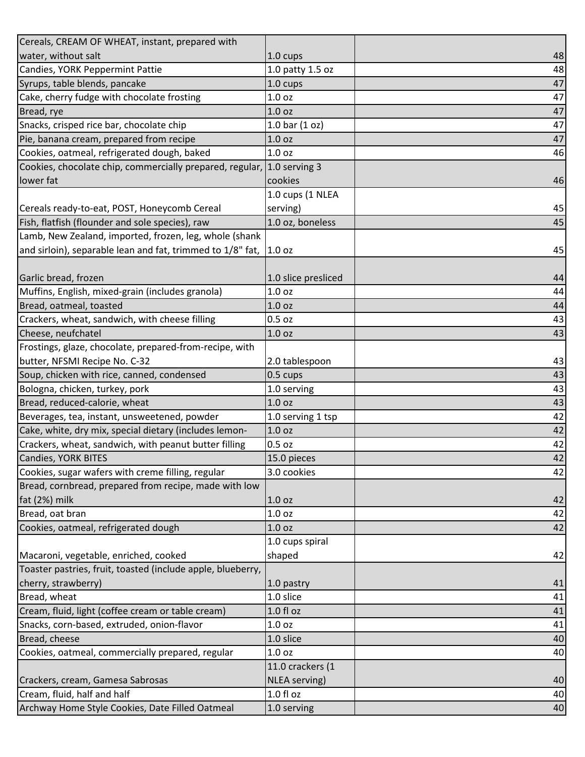| | | |
|---|---|---|
| Cereals, CREAM OF WHEAT, instant, prepared with water, without salt | 1.0 cups | 48 |
| Candies, YORK Peppermint Pattie | 1.0 patty 1.5 oz | 48 |
| Syrups, table blends, pancake | 1.0 cups | 47 |
| Cake, cherry fudge with chocolate frosting | 1.0 oz | 47 |
| Bread, rye | 1.0 oz | 47 |
| Snacks, crisped rice bar, chocolate chip | 1.0 bar (1 oz) | 47 |
| Pie, banana cream, prepared from recipe | 1.0 oz | 47 |
| Cookies, oatmeal, refrigerated dough, baked | 1.0 oz | 46 |
| Cookies, chocolate chip, commercially prepared, regular, lower fat | 1.0 serving 3 cookies | 46 |
| Cereals ready-to-eat, POST, Honeycomb Cereal | 1.0 cups (1 NLEA serving) | 45 |
| Fish, flatfish (flounder and sole species), raw | 1.0 oz, boneless | 45 |
| Lamb, New Zealand, imported, frozen, leg, whole (shank and sirloin), separable lean and fat, trimmed to 1/8" fat, | 1.0 oz | 45 |
| Garlic bread, frozen | 1.0 slice presliced | 44 |
| Muffins, English, mixed-grain (includes granola) | 1.0 oz | 44 |
| Bread, oatmeal, toasted | 1.0 oz | 44 |
| Crackers, wheat, sandwich, with cheese filling | 0.5 oz | 43 |
| Cheese, neufchatel | 1.0 oz | 43 |
| Frostings, glaze, chocolate, prepared-from-recipe, with butter, NFSMI Recipe No. C-32 | 2.0 tablespoon | 43 |
| Soup, chicken with rice, canned, condensed | 0.5 cups | 43 |
| Bologna, chicken, turkey, pork | 1.0 serving | 43 |
| Bread, reduced-calorie, wheat | 1.0 oz | 43 |
| Beverages, tea, instant, unsweetened, powder | 1.0 serving 1 tsp | 42 |
| Cake, white, dry mix, special dietary (includes lemon- | 1.0 oz | 42 |
| Crackers, wheat, sandwich, with peanut butter filling | 0.5 oz | 42 |
| Candies, YORK BITES | 15.0 pieces | 42 |
| Cookies, sugar wafers with creme filling, regular | 3.0 cookies | 42 |
| Bread, cornbread, prepared from recipe, made with low fat (2%) milk | 1.0 oz | 42 |
| Bread, oat bran | 1.0 oz | 42 |
| Cookies, oatmeal, refrigerated dough | 1.0 oz | 42 |
| Macaroni, vegetable, enriched, cooked | 1.0 cups spiral shaped | 42 |
| Toaster pastries, fruit, toasted (include apple, blueberry, cherry, strawberry) | 1.0 pastry | 41 |
| Bread, wheat | 1.0 slice | 41 |
| Cream, fluid, light (coffee cream or table cream) | 1.0 fl oz | 41 |
| Snacks, corn-based, extruded, onion-flavor | 1.0 oz | 41 |
| Bread, cheese | 1.0 slice | 40 |
| Cookies, oatmeal, commercially prepared, regular | 1.0 oz | 40 |
| Crackers, cream, Gamesa Sabrosas | 11.0 crackers (1 NLEA serving) | 40 |
| Cream, fluid, half and half | 1.0 fl oz | 40 |
| Archway Home Style Cookies, Date Filled Oatmeal | 1.0 serving | 40 |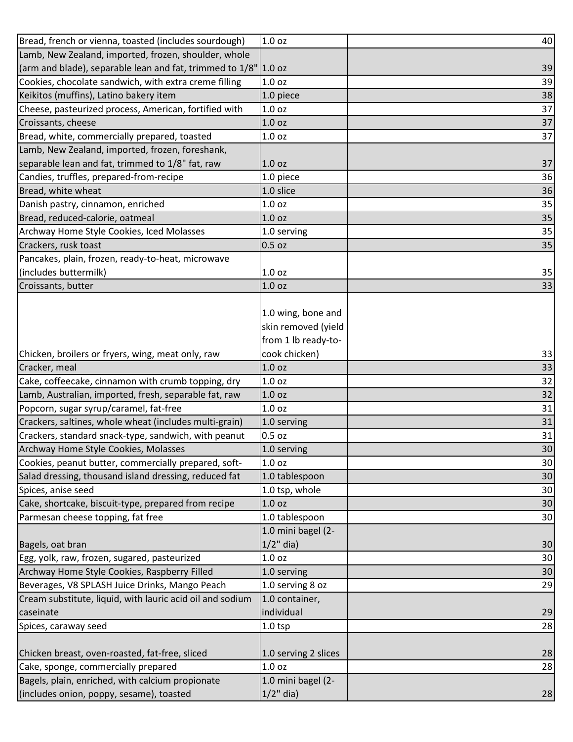| | | |
|---|---|---|
| Bread, french or vienna, toasted (includes sourdough) | 1.0 oz | 40 |
| Lamb, New Zealand, imported, frozen, shoulder, whole (arm and blade), separable lean and fat, trimmed to 1/8" | 1.0 oz | 39 |
| Cookies, chocolate sandwich, with extra creme filling | 1.0 oz | 39 |
| Keikitos (muffins), Latino bakery item | 1.0 piece | 38 |
| Cheese, pasteurized process, American, fortified with | 1.0 oz | 37 |
| Croissants, cheese | 1.0 oz | 37 |
| Bread, white, commercially prepared, toasted | 1.0 oz | 37 |
| Lamb, New Zealand, imported, frozen, foreshank, separable lean and fat, trimmed to 1/8" fat, raw | 1.0 oz | 37 |
| Candies, truffles, prepared-from-recipe | 1.0 piece | 36 |
| Bread, white wheat | 1.0 slice | 36 |
| Danish pastry, cinnamon, enriched | 1.0 oz | 35 |
| Bread, reduced-calorie, oatmeal | 1.0 oz | 35 |
| Archway Home Style Cookies, Iced Molasses | 1.0 serving | 35 |
| Crackers, rusk toast | 0.5 oz | 35 |
| Pancakes, plain, frozen, ready-to-heat, microwave (includes buttermilk) | 1.0 oz | 35 |
| Croissants, butter | 1.0 oz | 33 |
| Chicken, broilers or fryers, wing, meat only, raw | 1.0 wing, bone and skin removed (yield from 1 lb ready-to-cook chicken) | 33 |
| Cracker, meal | 1.0 oz | 33 |
| Cake, coffeecake, cinnamon with crumb topping, dry | 1.0 oz | 32 |
| Lamb, Australian, imported, fresh, separable fat, raw | 1.0 oz | 32 |
| Popcorn, sugar syrup/caramel, fat-free | 1.0 oz | 31 |
| Crackers, saltines, whole wheat (includes multi-grain) | 1.0 serving | 31 |
| Crackers, standard snack-type, sandwich, with peanut | 0.5 oz | 31 |
| Archway Home Style Cookies, Molasses | 1.0 serving | 30 |
| Cookies, peanut butter, commercially prepared, soft- | 1.0 oz | 30 |
| Salad dressing, thousand island dressing, reduced fat | 1.0 tablespoon | 30 |
| Spices, anise seed | 1.0 tsp, whole | 30 |
| Cake, shortcake, biscuit-type, prepared from recipe | 1.0 oz | 30 |
| Parmesan cheese topping, fat free | 1.0 tablespoon | 30 |
| Bagels, oat bran | 1.0 mini bagel (2-1/2" dia) | 30 |
| Egg, yolk, raw, frozen, sugared, pasteurized | 1.0 oz | 30 |
| Archway Home Style Cookies, Raspberry Filled | 1.0 serving | 30 |
| Beverages, V8 SPLASH Juice Drinks, Mango Peach | 1.0 serving 8 oz | 29 |
| Cream substitute, liquid, with lauric acid oil and sodium caseinate | 1.0 container, individual | 29 |
| Spices, caraway seed | 1.0 tsp | 28 |
| Chicken breast, oven-roasted, fat-free, sliced | 1.0 serving 2 slices | 28 |
| Cake, sponge, commercially prepared | 1.0 oz | 28 |
| Bagels, plain, enriched, with calcium propionate (includes onion, poppy, sesame), toasted | 1.0 mini bagel (2-1/2" dia) | 28 |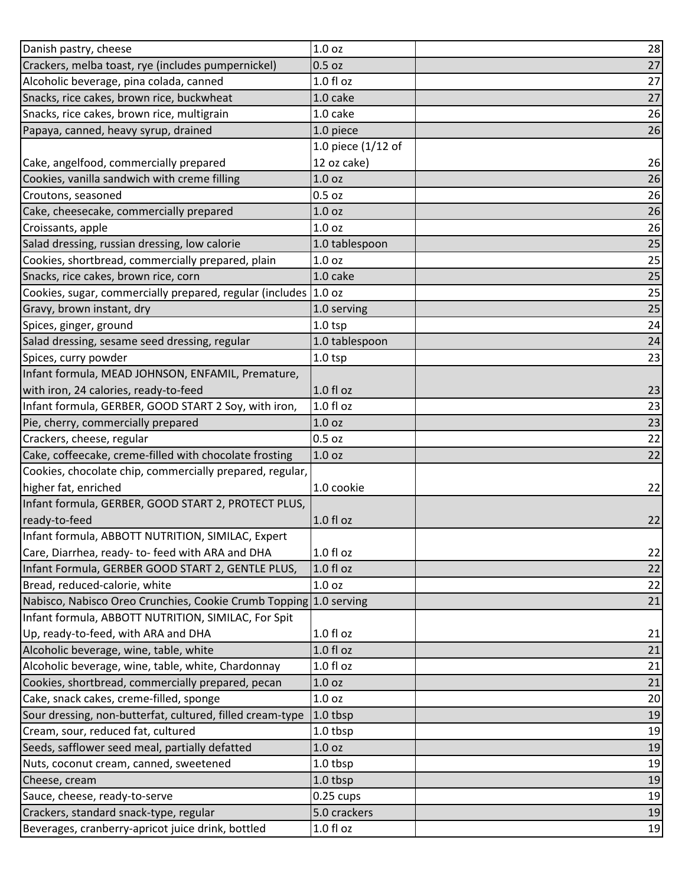| | | |
|---|---|---|
| Danish pastry, cheese | 1.0 oz | 28 |
| Crackers, melba toast, rye (includes pumpernickel) | 0.5 oz | 27 |
| Alcoholic beverage, pina colada, canned | 1.0 fl oz | 27 |
| Snacks, rice cakes, brown rice, buckwheat | 1.0 cake | 27 |
| Snacks, rice cakes, brown rice, multigrain | 1.0 cake | 26 |
| Papaya, canned, heavy syrup, drained | 1.0 piece | 26 |
| Cake, angelfood, commercially prepared | 1.0 piece (1/12 of 12 oz cake) | 26 |
| Cookies, vanilla sandwich with creme filling | 1.0 oz | 26 |
| Croutons, seasoned | 0.5 oz | 26 |
| Cake, cheesecake, commercially prepared | 1.0 oz | 26 |
| Croissants, apple | 1.0 oz | 26 |
| Salad dressing, russian dressing, low calorie | 1.0 tablespoon | 25 |
| Cookies, shortbread, commercially prepared, plain | 1.0 oz | 25 |
| Snacks, rice cakes, brown rice, corn | 1.0 cake | 25 |
| Cookies, sugar, commercially prepared, regular (includes | 1.0 oz | 25 |
| Gravy, brown instant, dry | 1.0 serving | 25 |
| Spices, ginger, ground | 1.0 tsp | 24 |
| Salad dressing, sesame seed dressing, regular | 1.0 tablespoon | 24 |
| Spices, curry powder | 1.0 tsp | 23 |
| Infant formula, MEAD JOHNSON, ENFAMIL, Premature, with iron, 24 calories, ready-to-feed | 1.0 fl oz | 23 |
| Infant formula, GERBER, GOOD START 2 Soy, with iron, | 1.0 fl oz | 23 |
| Pie, cherry, commercially prepared | 1.0 oz | 23 |
| Crackers, cheese, regular | 0.5 oz | 22 |
| Cake, coffeecake, creme-filled with chocolate frosting | 1.0 oz | 22 |
| Cookies, chocolate chip, commercially prepared, regular, higher fat, enriched | 1.0 cookie | 22 |
| Infant formula, GERBER, GOOD START 2, PROTECT PLUS, ready-to-feed | 1.0 fl oz | 22 |
| Infant formula, ABBOTT NUTRITION, SIMILAC, Expert Care, Diarrhea, ready- to- feed with ARA and DHA | 1.0 fl oz | 22 |
| Infant Formula, GERBER GOOD START 2, GENTLE PLUS, | 1.0 fl oz | 22 |
| Bread, reduced-calorie, white | 1.0 oz | 22 |
| Nabisco, Nabisco Oreo Crunchies, Cookie Crumb Topping | 1.0 serving | 21 |
| Infant formula, ABBOTT NUTRITION, SIMILAC, For Spit Up, ready-to-feed, with ARA and DHA | 1.0 fl oz | 21 |
| Alcoholic beverage, wine, table, white | 1.0 fl oz | 21 |
| Alcoholic beverage, wine, table, white, Chardonnay | 1.0 fl oz | 21 |
| Cookies, shortbread, commercially prepared, pecan | 1.0 oz | 21 |
| Cake, snack cakes, creme-filled, sponge | 1.0 oz | 20 |
| Sour dressing, non-butterfat, cultured, filled cream-type | 1.0 tbsp | 19 |
| Cream, sour, reduced fat, cultured | 1.0 tbsp | 19 |
| Seeds, safflower seed meal, partially defatted | 1.0 oz | 19 |
| Nuts, coconut cream, canned, sweetened | 1.0 tbsp | 19 |
| Cheese, cream | 1.0 tbsp | 19 |
| Sauce, cheese, ready-to-serve | 0.25 cups | 19 |
| Crackers, standard snack-type, regular | 5.0 crackers | 19 |
| Beverages, cranberry-apricot juice drink, bottled | 1.0 fl oz | 19 |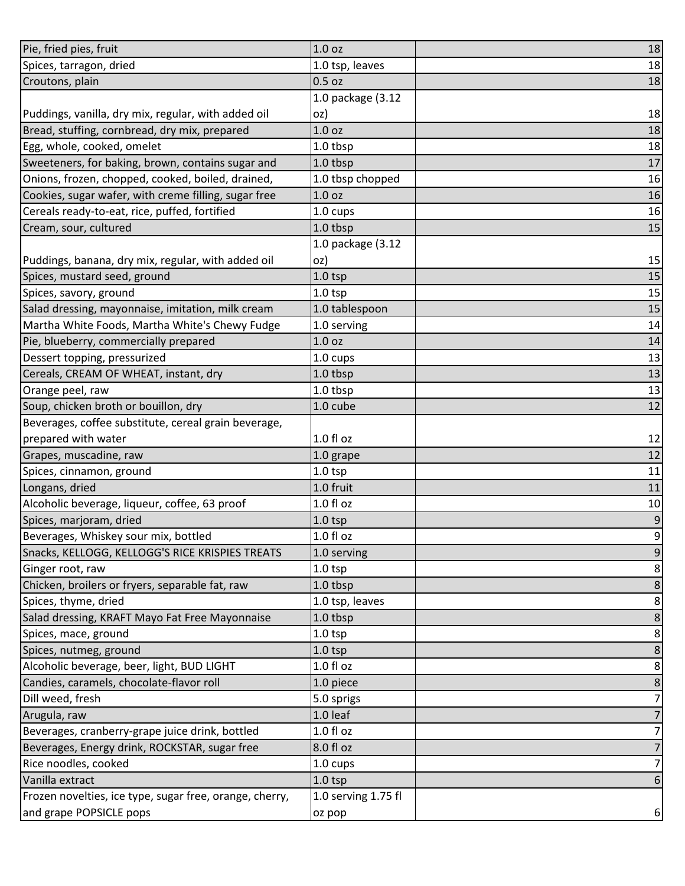| | | |
|---|---|---|
| Pie, fried pies, fruit | 1.0 oz | 18 |
| Spices, tarragon, dried | 1.0 tsp, leaves | 18 |
| Croutons, plain | 0.5 oz | 18 |
| Puddings, vanilla, dry mix, regular, with added oil | 1.0 package (3.12 oz) | 18 |
| Bread, stuffing, cornbread, dry mix, prepared | 1.0 oz | 18 |
| Egg, whole, cooked, omelet | 1.0 tbsp | 18 |
| Sweeteners, for baking, brown, contains sugar and | 1.0 tbsp | 17 |
| Onions, frozen, chopped, cooked, boiled, drained, | 1.0 tbsp chopped | 16 |
| Cookies, sugar wafer, with creme filling, sugar free | 1.0 oz | 16 |
| Cereals ready-to-eat, rice, puffed, fortified | 1.0 cups | 16 |
| Cream, sour, cultured | 1.0 tbsp | 15 |
| Puddings, banana, dry mix, regular, with added oil | 1.0 package (3.12 oz) | 15 |
| Spices, mustard seed, ground | 1.0 tsp | 15 |
| Spices, savory, ground | 1.0 tsp | 15 |
| Salad dressing, mayonnaise, imitation, milk cream | 1.0 tablespoon | 15 |
| Martha White Foods, Martha White's Chewy Fudge | 1.0 serving | 14 |
| Pie, blueberry, commercially prepared | 1.0 oz | 14 |
| Dessert topping, pressurized | 1.0 cups | 13 |
| Cereals, CREAM OF WHEAT, instant, dry | 1.0 tbsp | 13 |
| Orange peel, raw | 1.0 tbsp | 13 |
| Soup, chicken broth or bouillon, dry | 1.0 cube | 12 |
| Beverages, coffee substitute, cereal grain beverage, prepared with water | 1.0 fl oz | 12 |
| Grapes, muscadine, raw | 1.0 grape | 12 |
| Spices, cinnamon, ground | 1.0 tsp | 11 |
| Longans, dried | 1.0 fruit | 11 |
| Alcoholic beverage, liqueur, coffee, 63 proof | 1.0 fl oz | 10 |
| Spices, marjoram, dried | 1.0 tsp | 9 |
| Beverages, Whiskey sour mix, bottled | 1.0 fl oz | 9 |
| Snacks, KELLOGG, KELLOGG'S RICE KRISPIES TREATS | 1.0 serving | 9 |
| Ginger root, raw | 1.0 tsp | 8 |
| Chicken, broilers or fryers, separable fat, raw | 1.0 tbsp | 8 |
| Spices, thyme, dried | 1.0 tsp, leaves | 8 |
| Salad dressing, KRAFT Mayo Fat Free Mayonnaise | 1.0 tbsp | 8 |
| Spices, mace, ground | 1.0 tsp | 8 |
| Spices, nutmeg, ground | 1.0 tsp | 8 |
| Alcoholic beverage, beer, light, BUD LIGHT | 1.0 fl oz | 8 |
| Candies, caramels, chocolate-flavor roll | 1.0 piece | 8 |
| Dill weed, fresh | 5.0 sprigs | 7 |
| Arugula, raw | 1.0 leaf | 7 |
| Beverages, cranberry-grape juice drink, bottled | 1.0 fl oz | 7 |
| Beverages, Energy drink, ROCKSTAR, sugar free | 8.0 fl oz | 7 |
| Rice noodles, cooked | 1.0 cups | 7 |
| Vanilla extract | 1.0 tsp | 6 |
| Frozen novelties, ice type, sugar free, orange, cherry, and grape POPSICLE pops | 1.0 serving 1.75 fl oz pop | 6 |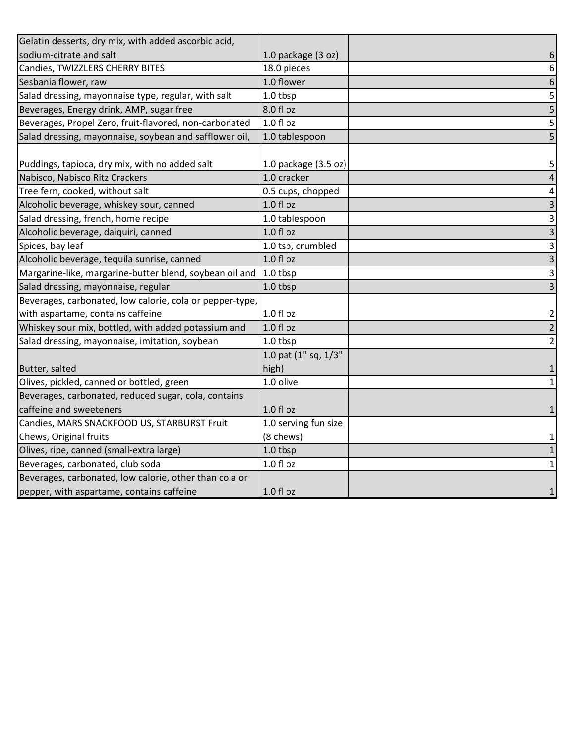| | | | |
|---|---|---|---|
| Gelatin desserts, dry mix, with added ascorbic acid, sodium-citrate and salt | 1.0 package (3 oz) | | 6 |
| Candies, TWIZZLERS CHERRY BITES | 18.0 pieces | | 6 |
| Sesbania flower, raw | 1.0 flower | | 6 |
| Salad dressing, mayonnaise type, regular, with salt | 1.0 tbsp | | 5 |
| Beverages, Energy drink, AMP, sugar free | 8.0 fl oz | | 5 |
| Beverages, Propel Zero, fruit-flavored, non-carbonated | 1.0 fl oz | | 5 |
| Salad dressing, mayonnaise, soybean and safflower oil, | 1.0 tablespoon | | 5 |
| Puddings, tapioca, dry mix, with no added salt | 1.0 package (3.5 oz) | | 5 |
| Nabisco, Nabisco Ritz Crackers | 1.0 cracker | | 4 |
| Tree fern, cooked, without salt | 0.5 cups, chopped | | 4 |
| Alcoholic beverage, whiskey sour, canned | 1.0 fl oz | | 3 |
| Salad dressing, french, home recipe | 1.0 tablespoon | | 3 |
| Alcoholic beverage, daiquiri, canned | 1.0 fl oz | | 3 |
| Spices, bay leaf | 1.0 tsp, crumbled | | 3 |
| Alcoholic beverage, tequila sunrise, canned | 1.0 fl oz | | 3 |
| Margarine-like, margarine-butter blend, soybean oil and | 1.0 tbsp | | 3 |
| Salad dressing, mayonnaise, regular | 1.0 tbsp | | 3 |
| Beverages, carbonated, low calorie, cola or pepper-type, with aspartame, contains caffeine | 1.0 fl oz | | 2 |
| Whiskey sour mix, bottled, with added potassium and | 1.0 fl oz | | 2 |
| Salad dressing, mayonnaise, imitation, soybean | 1.0 tbsp | | 2 |
| Butter, salted | 1.0 pat (1" sq, 1/3" high) | | 1 |
| Olives, pickled, canned or bottled, green | 1.0 olive | | 1 |
| Beverages, carbonated, reduced sugar, cola, contains caffeine and sweeteners | 1.0 fl oz | | 1 |
| Candies, MARS SNACKFOOD US, STARBURST Fruit Chews, Original fruits | 1.0 serving fun size (8 chews) | | 1 |
| Olives, ripe, canned (small-extra large) | 1.0 tbsp | | 1 |
| Beverages, carbonated, club soda | 1.0 fl oz | | 1 |
| Beverages, carbonated, low calorie, other than cola or pepper, with aspartame, contains caffeine | 1.0 fl oz | | 1 |